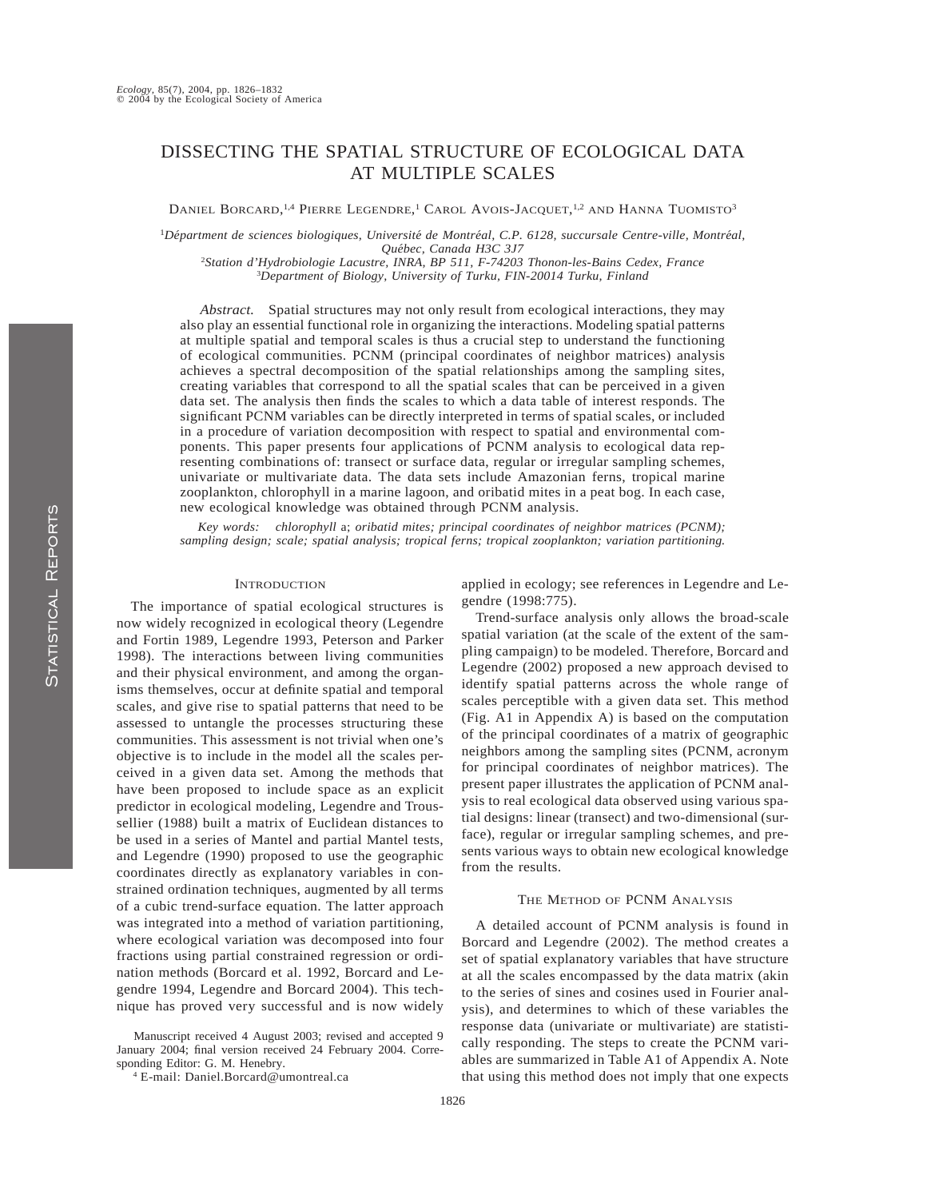# DISSECTING THE SPATIAL STRUCTURE OF ECOLOGICAL DATA AT MULTIPLE SCALES

Daniel Borcard,[1,4] Pierre Legendre,[1] Carol Avois-Jacquet,[1,2] and Hanna Tuomisto[3]

[1]*Départment de sciences biologiques, Université de Montréal, C.P. 6128, succursale Centre-ville, Montréal, Québec, Canada H3C 3J7*
[2]*Station d'Hydrobiologie Lacustre, INRA, BP 511, F-74203 Thonon-les-Bains Cedex, France*
[3]*Department of Biology, University of Turku, FIN-20014 Turku, Finland*

*Abstract.* Spatial structures may not only result from ecological interactions, they may also play an essential functional role in organizing the interactions. Modeling spatial patterns at multiple spatial and temporal scales is thus a crucial step to understand the functioning of ecological communities. PCNM (principal coordinates of neighbor matrices) analysis achieves a spectral decomposition of the spatial relationships among the sampling sites, creating variables that correspond to all the spatial scales that can be perceived in a given data set. The analysis then finds the scales to which a data table of interest responds. The significant PCNM variables can be directly interpreted in terms of spatial scales, or included in a procedure of variation decomposition with respect to spatial and environmental components. This paper presents four applications of PCNM analysis to ecological data representing combinations of: transect or surface data, regular or irregular sampling schemes, univariate or multivariate data. The data sets include Amazonian ferns, tropical marine zooplankton, chlorophyll in a marine lagoon, and oribatid mites in a peat bog. In each case, new ecological knowledge was obtained through PCNM analysis.

*Key words:* chlorophyll a; *oribatid mites; principal coordinates of neighbor matrices (PCNM); sampling design; scale; spatial analysis; tropical ferns; tropical zooplankton; variation partitioning.*

## Introduction

The importance of spatial ecological structures is now widely recognized in ecological theory (Legendre and Fortin 1989, Legendre 1993, Peterson and Parker 1998). The interactions between living communities and their physical environment, and among the organisms themselves, occur at definite spatial and temporal scales, and give rise to spatial patterns that need to be assessed to untangle the processes structuring these communities. This assessment is not trivial when one's objective is to include in the model all the scales perceived in a given data set. Among the methods that have been proposed to include space as an explicit predictor in ecological modeling, Legendre and Troussellier (1988) built a matrix of Euclidean distances to be used in a series of Mantel and partial Mantel tests, and Legendre (1990) proposed to use the geographic coordinates directly as explanatory variables in constrained ordination techniques, augmented by all terms of a cubic trend-surface equation. The latter approach was integrated into a method of variation partitioning, where ecological variation was decomposed into four fractions using partial constrained regression or ordination methods (Borcard et al. 1992, Borcard and Legendre 1994, Legendre and Borcard 2004). This technique has proved very successful and is now widely applied in ecology; see references in Legendre and Legendre (1998:775).

Trend-surface analysis only allows the broad-scale spatial variation (at the scale of the extent of the sampling campaign) to be modeled. Therefore, Borcard and Legendre (2002) proposed a new approach devised to identify spatial patterns across the whole range of scales perceptible with a given data set. This method (Fig. A1 in Appendix A) is based on the computation of the principal coordinates of a matrix of geographic neighbors among the sampling sites (PCNM, acronym for principal coordinates of neighbor matrices). The present paper illustrates the application of PCNM analysis to real ecological data observed using various spatial designs: linear (transect) and two-dimensional (surface), regular or irregular sampling schemes, and presents various ways to obtain new ecological knowledge from the results.

## The Method of PCNM Analysis

A detailed account of PCNM analysis is found in Borcard and Legendre (2002). The method creates a set of spatial explanatory variables that have structure at all the scales encompassed by the data matrix (akin to the series of sines and cosines used in Fourier analysis), and determines to which of these variables the response data (univariate or multivariate) are statistically responding. The steps to create the PCNM variables are summarized in Table A1 of Appendix A. Note that using this method does not imply that one expects

Manuscript received 4 August 2003; revised and accepted 9 January 2004; final version received 24 February 2004. Corresponding Editor: G. M. Henebry.

[4] E-mail: Daniel.Borcard@umontreal.ca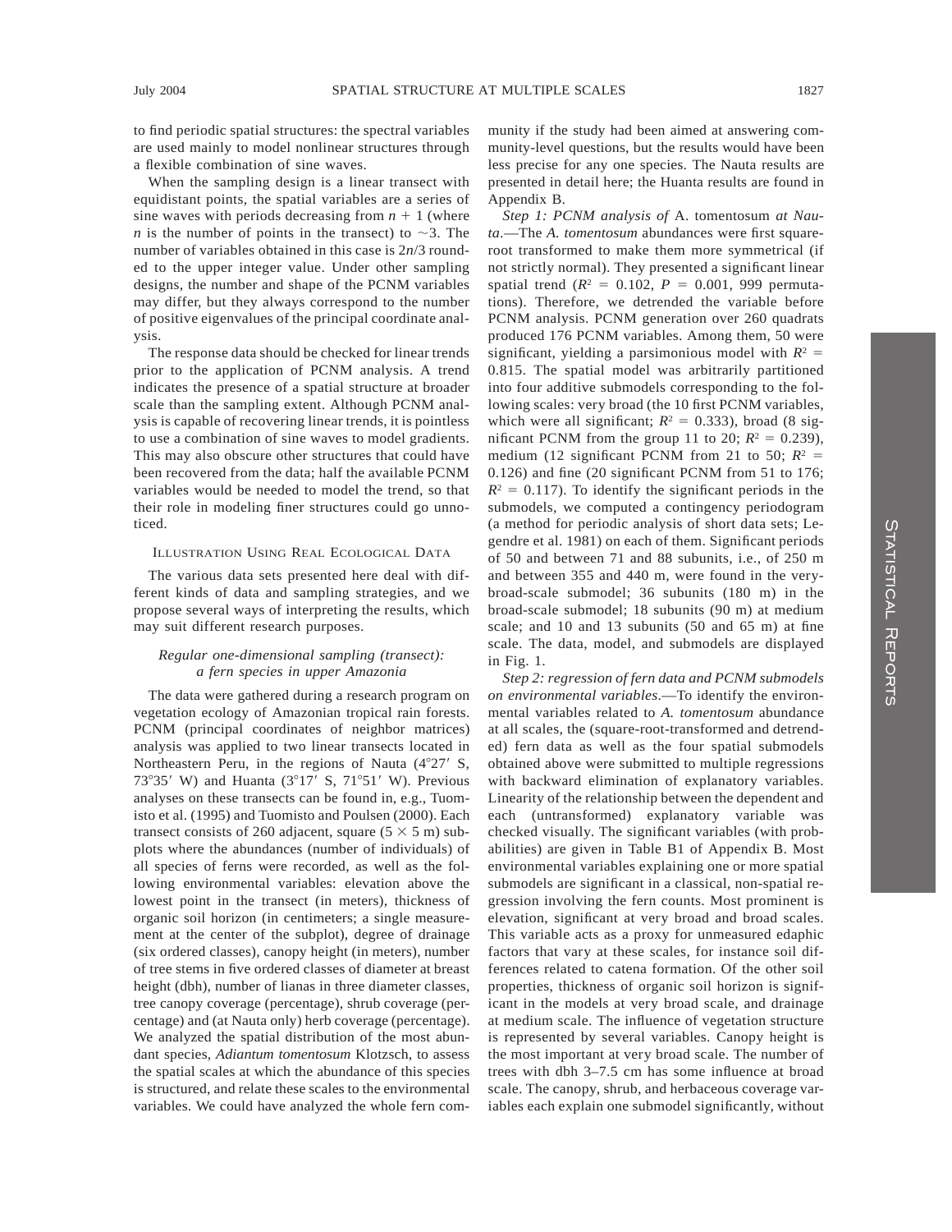to find periodic spatial structures: the spectral variables are used mainly to model nonlinear structures through a flexible combination of sine waves.

When the sampling design is a linear transect with equidistant points, the spatial variables are a series of sine waves with periods decreasing from $n + 1$ (where $n$ is the number of points in the transect) to $\sim 3$. The number of variables obtained in this case is $2n/3$ rounded to the upper integer value. Under other sampling designs, the number and shape of the PCNM variables may differ, but they always correspond to the number of positive eigenvalues of the principal coordinate analysis.

The response data should be checked for linear trends prior to the application of PCNM analysis. A trend indicates the presence of a spatial structure at broader scale than the sampling extent. Although PCNM analysis is capable of recovering linear trends, it is pointless to use a combination of sine waves to model gradients. This may also obscure other structures that could have been recovered from the data; half the available PCNM variables would be needed to model the trend, so that their role in modeling finer structures could go unnoticed.

## Illustration Using Real Ecological Data

The various data sets presented here deal with different kinds of data and sampling strategies, and we propose several ways of interpreting the results, which may suit different research purposes.

### *Regular one-dimensional sampling (transect): a fern species in upper Amazonia*

The data were gathered during a research program on vegetation ecology of Amazonian tropical rain forests. PCNM (principal coordinates of neighbor matrices) analysis was applied to two linear transects located in Northeastern Peru, in the regions of Nauta (4°27′ S, 73°35′ W) and Huanta (3°17′ S, 71°51′ W). Previous analyses on these transects can be found in, e.g., Tuomisto et al. (1995) and Tuomisto and Poulsen (2000). Each transect consists of 260 adjacent, square ($5 \times 5$ m) subplots where the abundances (number of individuals) of all species of ferns were recorded, as well as the following environmental variables: elevation above the lowest point in the transect (in meters), thickness of organic soil horizon (in centimeters; a single measurement at the center of the subplot), degree of drainage (six ordered classes), canopy height (in meters), number of tree stems in five ordered classes of diameter at breast height (dbh), number of lianas in three diameter classes, tree canopy coverage (percentage), shrub coverage (percentage) and (at Nauta only) herb coverage (percentage). We analyzed the spatial distribution of the most abundant species, *Adiantum tomentosum* Klotzsch, to assess the spatial scales at which the abundance of this species is structured, and relate these scales to the environmental variables. We could have analyzed the whole fern community if the study had been aimed at answering community-level questions, but the results would have been less precise for any one species. The Nauta results are presented in detail here; the Huanta results are found in Appendix B.

*Step 1: PCNM analysis of* A. tomentosum *at Nauta*.—The *A. tomentosum* abundances were first square-root transformed to make them more symmetrical (if not strictly normal). They presented a significant linear spatial trend ($R^2 = 0.102$, $P = 0.001$, 999 permutations). Therefore, we detrended the variable before PCNM analysis. PCNM generation over 260 quadrats produced 176 PCNM variables. Among them, 50 were significant, yielding a parsimonious model with $R^2 = 0.815$. The spatial model was arbitrarily partitioned into four additive submodels corresponding to the following scales: very broad (the 10 first PCNM variables, which were all significant; $R^2 = 0.333$), broad (8 significant PCNM from the group 11 to 20; $R^2 = 0.239$), medium (12 significant PCNM from 21 to 50; $R^2 = 0.126$) and fine (20 significant PCNM from 51 to 176; $R^2 = 0.117$). To identify the significant periods in the submodels, we computed a contingency periodogram (a method for periodic analysis of short data sets; Legendre et al. 1981) on each of them. Significant periods of 50 and between 71 and 88 subunits, i.e., of 250 m and between 355 and 440 m, were found in the very-broad-scale submodel; 36 subunits (180 m) in the broad-scale submodel; 18 subunits (90 m) at medium scale; and 10 and 13 subunits (50 and 65 m) at fine scale. The data, model, and submodels are displayed in Fig. 1.

*Step 2: regression of fern data and PCNM submodels on environmental variables*.—To identify the environmental variables related to *A. tomentosum* abundance at all scales, the (square-root-transformed and detrended) fern data as well as the four spatial submodels obtained above were submitted to multiple regressions with backward elimination of explanatory variables. Linearity of the relationship between the dependent and each (untransformed) explanatory variable was checked visually. The significant variables (with probabilities) are given in Table B1 of Appendix B. Most environmental variables explaining one or more spatial submodels are significant in a classical, non-spatial regression involving the fern counts. Most prominent is elevation, significant at very broad and broad scales. This variable acts as a proxy for unmeasured edaphic factors that vary at these scales, for instance soil differences related to catena formation. Of the other soil properties, thickness of organic soil horizon is significant in the models at very broad scale, and drainage at medium scale. The influence of vegetation structure is represented by several variables. Canopy height is the most important at very broad scale. The number of trees with dbh 3–7.5 cm has some influence at broad scale. The canopy, shrub, and herbaceous coverage variables each explain one submodel significantly, without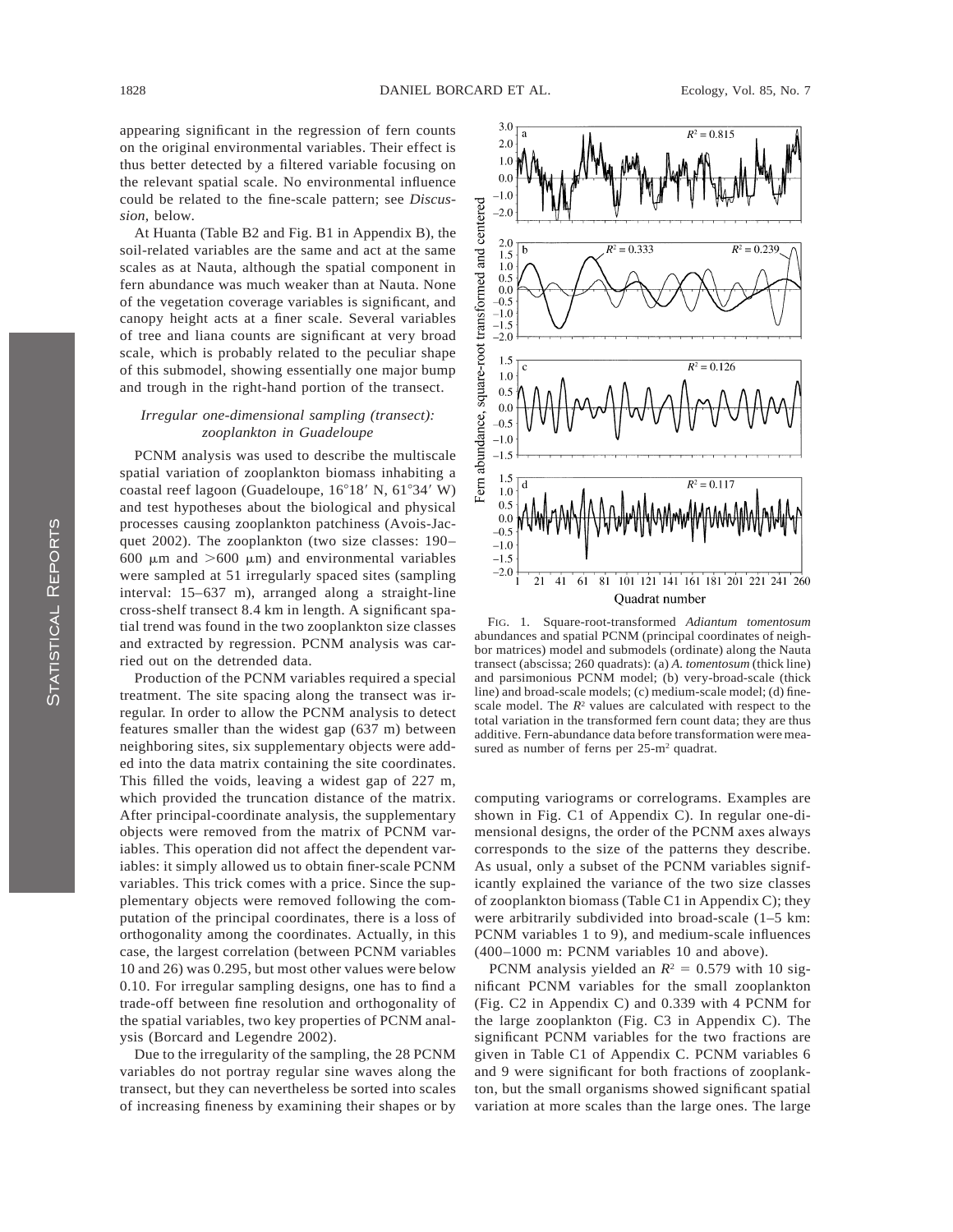appearing significant in the regression of fern counts on the original environmental variables. Their effect is thus better detected by a filtered variable focusing on the relevant spatial scale. No environmental influence could be related to the fine-scale pattern; see *Discussion*, below.

At Huanta (Table B2 and Fig. B1 in Appendix B), the soil-related variables are the same and act at the same scales as at Nauta, although the spatial component in fern abundance was much weaker than at Nauta. None of the vegetation coverage variables is significant, and canopy height acts at a finer scale. Several variables of tree and liana counts are significant at very broad scale, which is probably related to the peculiar shape of this submodel, showing essentially one major bump and trough in the right-hand portion of the transect.

### *Irregular one-dimensional sampling (transect): zooplankton in Guadeloupe*

PCNM analysis was used to describe the multiscale spatial variation of zooplankton biomass inhabiting a coastal reef lagoon (Guadeloupe, 16°18′ N, 61°34′ W) and test hypotheses about the biological and physical processes causing zooplankton patchiness (Avois-Jacquet 2002). The zooplankton (two size classes: 190–600 μm and >600 μm) and environmental variables were sampled at 51 irregularly spaced sites (sampling interval: 15–637 m), arranged along a straight-line cross-shelf transect 8.4 km in length. A significant spatial trend was found in the two zooplankton size classes and extracted by regression. PCNM analysis was carried out on the detrended data.

Production of the PCNM variables required a special treatment. The site spacing along the transect was irregular. In order to allow the PCNM analysis to detect features smaller than the widest gap (637 m) between neighboring sites, six supplementary objects were added into the data matrix containing the site coordinates. This filled the voids, leaving a widest gap of 227 m, which provided the truncation distance of the matrix. After principal-coordinate analysis, the supplementary objects were removed from the matrix of PCNM variables. This operation did not affect the dependent variables: it simply allowed us to obtain finer-scale PCNM variables. This trick comes with a price. Since the supplementary objects were removed following the computation of the principal coordinates, there is a loss of orthogonality among the coordinates. Actually, in this case, the largest correlation (between PCNM variables 10 and 26) was 0.295, but most other values were below 0.10. For irregular sampling designs, one has to find a trade-off between fine resolution and orthogonality of the spatial variables, two key properties of PCNM analysis (Borcard and Legendre 2002).

Due to the irregularity of the sampling, the 28 PCNM variables do not portray regular sine waves along the transect, but they can nevertheless be sorted into scales of increasing fineness by examining their shapes or by computing variograms or correlograms. Examples are shown in Fig. C1 of Appendix C). In regular one-dimensional designs, the order of the PCNM axes always corresponds to the size of the patterns they describe. As usual, only a subset of the PCNM variables significantly explained the variance of the two size classes of zooplankton biomass (Table C1 in Appendix C); they were arbitrarily subdivided into broad-scale (1–5 km: PCNM variables 1 to 9), and medium-scale influences (400–1000 m: PCNM variables 10 and above).

PCNM analysis yielded an $R^2 = 0.579$ with 10 significant PCNM variables for the small zooplankton (Fig. C2 in Appendix C) and 0.339 with 4 PCNM for the large zooplankton (Fig. C3 in Appendix C). The significant PCNM variables for the two fractions are given in Table C1 of Appendix C. PCNM variables 6 and 9 were significant for both fractions of zooplankton, but the small organisms showed significant spatial variation at more scales than the large ones. The large

FIG. 1. Square-root-transformed *Adiantum tomentosum* abundances and spatial PCNM (principal coordinates of neighbor matrices) model and submodels (ordinate) along the Nauta transect (abscissa; 260 quadrats): (a) *A. tomentosum* (thick line) and parsimonious PCNM model; (b) very-broad-scale (thick line) and broad-scale models; (c) medium-scale model; (d) fine-scale model. The $R^2$ values are calculated with respect to the total variation in the transformed fern count data; they are thus additive. Fern-abundance data before transformation were measured as number of ferns per 25-m² quadrat.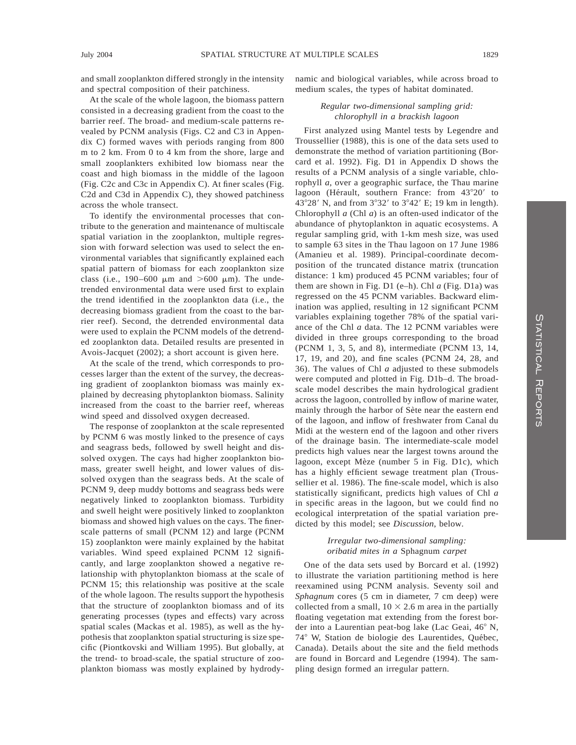and small zooplankton differed strongly in the intensity and spectral composition of their patchiness.

At the scale of the whole lagoon, the biomass pattern consisted in a decreasing gradient from the coast to the barrier reef. The broad- and medium-scale patterns revealed by PCNM analysis (Figs. C2 and C3 in Appendix C) formed waves with periods ranging from 800 m to 2 km. From 0 to 4 km from the shore, large and small zooplankters exhibited low biomass near the coast and high biomass in the middle of the lagoon (Fig. C2c and C3c in Appendix C). At finer scales (Fig. C2d and C3d in Appendix C), they showed patchiness across the whole transect.

To identify the environmental processes that contribute to the generation and maintenance of multiscale spatial variation in the zooplankton, multiple regression with forward selection was used to select the environmental variables that significantly explained each spatial pattern of biomass for each zooplankton size class (i.e., 190–600 μm and >600 μm). The undetrended environmental data were used first to explain the trend identified in the zooplankton data (i.e., the decreasing biomass gradient from the coast to the barrier reef). Second, the detrended environmental data were used to explain the PCNM models of the detrended zooplankton data. Detailed results are presented in Avois-Jacquet (2002); a short account is given here.

At the scale of the trend, which corresponds to processes larger than the extent of the survey, the decreasing gradient of zooplankton biomass was mainly explained by decreasing phytoplankton biomass. Salinity increased from the coast to the barrier reef, whereas wind speed and dissolved oxygen decreased.

The response of zooplankton at the scale represented by PCNM 6 was mostly linked to the presence of cays and seagrass beds, followed by swell height and dissolved oxygen. The cays had higher zooplankton biomass, greater swell height, and lower values of dissolved oxygen than the seagrass beds. At the scale of PCNM 9, deep muddy bottoms and seagrass beds were negatively linked to zooplankton biomass. Turbidity and swell height were positively linked to zooplankton biomass and showed high values on the cays. The finer-scale patterns of small (PCNM 12) and large (PCNM 15) zooplankton were mainly explained by the habitat variables. Wind speed explained PCNM 12 significantly, and large zooplankton showed a negative relationship with phytoplankton biomass at the scale of PCNM 15; this relationship was positive at the scale of the whole lagoon. The results support the hypothesis that the structure of zooplankton biomass and of its generating processes (types and effects) vary across spatial scales (Mackas et al. 1985), as well as the hypothesis that zooplankton spatial structuring is size specific (Piontkovski and William 1995). But globally, at the trend- to broad-scale, the spatial structure of zooplankton biomass was mostly explained by hydrodynamic and biological variables, while across broad to medium scales, the types of habitat dominated.

### *Regular two-dimensional sampling grid: chlorophyll in a brackish lagoon*

First analyzed using Mantel tests by Legendre and Troussellier (1988), this is one of the data sets used to demonstrate the method of variation partitioning (Borcard et al. 1992). Fig. D1 in Appendix D shows the results of a PCNM analysis of a single variable, chlorophyll *a*, over a geographic surface, the Thau marine lagoon (Hérault, southern France: from 43°20′ to 43°28′ N, and from 3°32′ to 3°42′ E; 19 km in length). Chlorophyll *a* (Chl *a*) is an often-used indicator of the abundance of phytoplankton in aquatic ecosystems. A regular sampling grid, with 1-km mesh size, was used to sample 63 sites in the Thau lagoon on 17 June 1986 (Amanieu et al. 1989). Principal-coordinate decomposition of the truncated distance matrix (truncation distance: 1 km) produced 45 PCNM variables; four of them are shown in Fig. D1 (e–h). Chl *a* (Fig. D1a) was regressed on the 45 PCNM variables. Backward elimination was applied, resulting in 12 significant PCNM variables explaining together 78% of the spatial variance of the Chl *a* data. The 12 PCNM variables were divided in three groups corresponding to the broad (PCNM 1, 3, 5, and 8), intermediate (PCNM 13, 14, 17, 19, and 20), and fine scales (PCNM 24, 28, and 36). The values of Chl *a* adjusted to these submodels were computed and plotted in Fig. D1b–d. The broad-scale model describes the main hydrological gradient across the lagoon, controlled by inflow of marine water, mainly through the harbor of Sète near the eastern end of the lagoon, and inflow of freshwater from Canal du Midi at the western end of the lagoon and other rivers of the drainage basin. The intermediate-scale model predicts high values near the largest towns around the lagoon, except Mèze (number 5 in Fig. D1c), which has a highly efficient sewage treatment plan (Troussellier et al. 1986). The fine-scale model, which is also statistically significant, predicts high values of Chl *a* in specific areas in the lagoon, but we could find no ecological interpretation of the spatial variation predicted by this model; see *Discussion*, below.

### *Irregular two-dimensional sampling: oribatid mites in a* Sphagnum *carpet*

One of the data sets used by Borcard et al. (1992) to illustrate the variation partitioning method is here reexamined using PCNM analysis. Seventy soil and *Sphagnum* cores (5 cm in diameter, 7 cm deep) were collected from a small, 10 × 2.6 m area in the partially floating vegetation mat extending from the forest border into a Laurentian peat-bog lake (Lac Geai, 46° N, 74° W, Station de biologie des Laurentides, Québec, Canada). Details about the site and the field methods are found in Borcard and Legendre (1994). The sampling design formed an irregular pattern.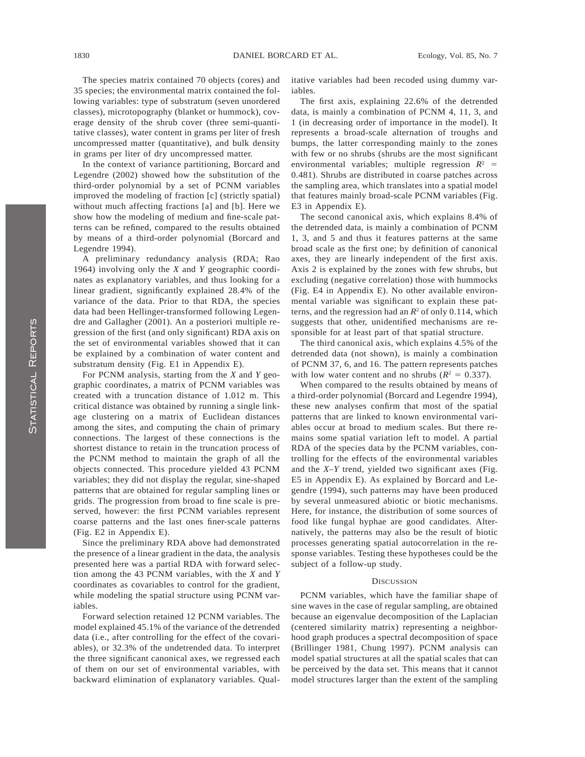The species matrix contained 70 objects (cores) and 35 species; the environmental matrix contained the following variables: type of substratum (seven unordered classes), microtopography (blanket or hummock), coverage density of the shrub cover (three semi-quantitative classes), water content in grams per liter of fresh uncompressed matter (quantitative), and bulk density in grams per liter of dry uncompressed matter.

In the context of variance partitioning, Borcard and Legendre (2002) showed how the substitution of the third-order polynomial by a set of PCNM variables improved the modeling of fraction [c] (strictly spatial) without much affecting fractions [a] and [b]. Here we show how the modeling of medium and fine-scale patterns can be refined, compared to the results obtained by means of a third-order polynomial (Borcard and Legendre 1994).

A preliminary redundancy analysis (RDA; Rao 1964) involving only the $X$ and $Y$ geographic coordinates as explanatory variables, and thus looking for a linear gradient, significantly explained 28.4% of the variance of the data. Prior to that RDA, the species data had been Hellinger-transformed following Legendre and Gallagher (2001). An a posteriori multiple regression of the first (and only significant) RDA axis on the set of environmental variables showed that it can be explained by a combination of water content and substratum density (Fig. E1 in Appendix E).

For PCNM analysis, starting from the $X$ and $Y$ geographic coordinates, a matrix of PCNM variables was created with a truncation distance of 1.012 m. This critical distance was obtained by running a single linkage clustering on a matrix of Euclidean distances among the sites, and computing the chain of primary connections. The largest of these connections is the shortest distance to retain in the truncation process of the PCNM method to maintain the graph of all the objects connected. This procedure yielded 43 PCNM variables; they did not display the regular, sine-shaped patterns that are obtained for regular sampling lines or grids. The progression from broad to fine scale is preserved, however: the first PCNM variables represent coarse patterns and the last ones finer-scale patterns (Fig. E2 in Appendix E).

Since the preliminary RDA above had demonstrated the presence of a linear gradient in the data, the analysis presented here was a partial RDA with forward selection among the 43 PCNM variables, with the $X$ and $Y$ coordinates as covariables to control for the gradient, while modeling the spatial structure using PCNM variables.

Forward selection retained 12 PCNM variables. The model explained 45.1% of the variance of the detrended data (i.e., after controlling for the effect of the covariables), or 32.3% of the undetrended data. To interpret the three significant canonical axes, we regressed each of them on our set of environmental variables, with backward elimination of explanatory variables. Qualitative variables had been recoded using dummy variables.

The first axis, explaining 22.6% of the detrended data, is mainly a combination of PCNM 4, 11, 3, and 1 (in decreasing order of importance in the model). It represents a broad-scale alternation of troughs and bumps, the latter corresponding mainly to the zones with few or no shrubs (shrubs are the most significant environmental variables; multiple regression $R^2 = 0.481$). Shrubs are distributed in coarse patches across the sampling area, which translates into a spatial model that features mainly broad-scale PCNM variables (Fig. E3 in Appendix E).

The second canonical axis, which explains 8.4% of the detrended data, is mainly a combination of PCNM 1, 3, and 5 and thus it features patterns at the same broad scale as the first one; by definition of canonical axes, they are linearly independent of the first axis. Axis 2 is explained by the zones with few shrubs, but excluding (negative correlation) those with hummocks (Fig. E4 in Appendix E). No other available environmental variable was significant to explain these patterns, and the regression had an $R^2$ of only 0.114, which suggests that other, unidentified mechanisms are responsible for at least part of that spatial structure.

The third canonical axis, which explains 4.5% of the detrended data (not shown), is mainly a combination of PCNM 37, 6, and 16. The pattern represents patches with low water content and no shrubs ($R^2 = 0.337$).

When compared to the results obtained by means of a third-order polynomial (Borcard and Legendre 1994), these new analyses confirm that most of the spatial patterns that are linked to known environmental variables occur at broad to medium scales. But there remains some spatial variation left to model. A partial RDA of the species data by the PCNM variables, controlling for the effects of the environmental variables and the $X$–$Y$ trend, yielded two significant axes (Fig. E5 in Appendix E). As explained by Borcard and Legendre (1994), such patterns may have been produced by several unmeasured abiotic or biotic mechanisms. Here, for instance, the distribution of some sources of food like fungal hyphae are good candidates. Alternatively, the patterns may also be the result of biotic processes generating spatial autocorrelation in the response variables. Testing these hypotheses could be the subject of a follow-up study.

## Discussion

PCNM variables, which have the familiar shape of sine waves in the case of regular sampling, are obtained because an eigenvalue decomposition of the Laplacian (centered similarity matrix) representing a neighborhood graph produces a spectral decomposition of space (Brillinger 1981, Chung 1997). PCNM analysis can model spatial structures at all the spatial scales that can be perceived by the data set. This means that it cannot model structures larger than the extent of the sampling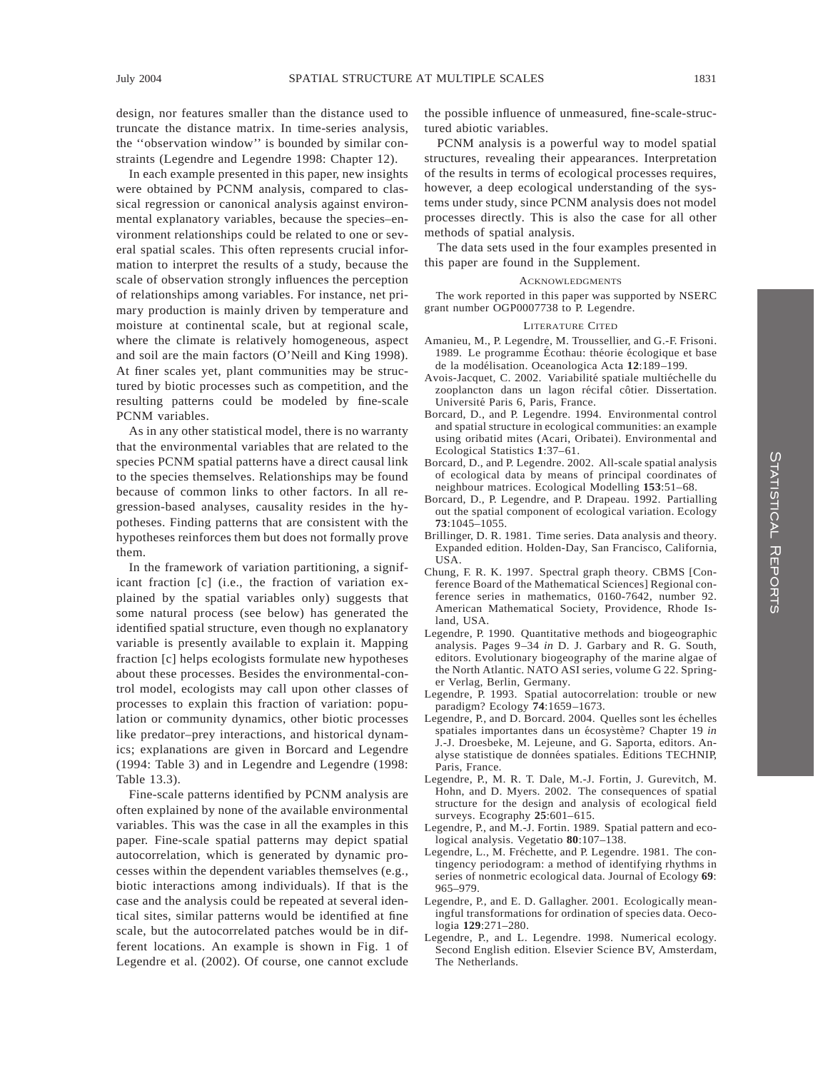design, nor features smaller than the distance used to truncate the distance matrix. In time-series analysis, the ''observation window'' is bounded by similar constraints (Legendre and Legendre 1998: Chapter 12).

In each example presented in this paper, new insights were obtained by PCNM analysis, compared to classical regression or canonical analysis against environmental explanatory variables, because the species–environment relationships could be related to one or several spatial scales. This often represents crucial information to interpret the results of a study, because the scale of observation strongly influences the perception of relationships among variables. For instance, net primary production is mainly driven by temperature and moisture at continental scale, but at regional scale, where the climate is relatively homogeneous, aspect and soil are the main factors (O'Neill and King 1998). At finer scales yet, plant communities may be structured by biotic processes such as competition, and the resulting patterns could be modeled by fine-scale PCNM variables.

As in any other statistical model, there is no warranty that the environmental variables that are related to the species PCNM spatial patterns have a direct causal link to the species themselves. Relationships may be found because of common links to other factors. In all regression-based analyses, causality resides in the hypotheses. Finding patterns that are consistent with the hypotheses reinforces them but does not formally prove them.

In the framework of variation partitioning, a significant fraction [c] (i.e., the fraction of variation explained by the spatial variables only) suggests that some natural process (see below) has generated the identified spatial structure, even though no explanatory variable is presently available to explain it. Mapping fraction [c] helps ecologists formulate new hypotheses about these processes. Besides the environmental-control model, ecologists may call upon other classes of processes to explain this fraction of variation: population or community dynamics, other biotic processes like predator–prey interactions, and historical dynamics; explanations are given in Borcard and Legendre (1994: Table 3) and in Legendre and Legendre (1998: Table 13.3).

Fine-scale patterns identified by PCNM analysis are often explained by none of the available environmental variables. This was the case in all the examples in this paper. Fine-scale spatial patterns may depict spatial autocorrelation, which is generated by dynamic processes within the dependent variables themselves (e.g., biotic interactions among individuals). If that is the case and the analysis could be repeated at several identical sites, similar patterns would be identified at fine scale, but the autocorrelated patches would be in different locations. An example is shown in Fig. 1 of Legendre et al. (2002). Of course, one cannot exclude the possible influence of unmeasured, fine-scale-structured abiotic variables.

PCNM analysis is a powerful way to model spatial structures, revealing their appearances. Interpretation of the results in terms of ecological processes requires, however, a deep ecological understanding of the systems under study, since PCNM analysis does not model processes directly. This is also the case for all other methods of spatial analysis.

The data sets used in the four examples presented in this paper are found in the Supplement.

## Acknowledgments

The work reported in this paper was supported by NSERC grant number OGP0007738 to P. Legendre.

## Literature Cited

Amanieu, M., P. Legendre, M. Troussellier, and G.-F. Frisoni. 1989. Le programme Écothau: théorie écologique et base de la modélisation. Oceanologica Acta **12**:189–199.

Avois-Jacquet, C. 2002. Variabilité spatiale multiéchelle du zooplancton dans un lagon récifal côtier. Dissertation. Université Paris 6, Paris, France.

Borcard, D., and P. Legendre. 1994. Environmental control and spatial structure in ecological communities: an example using oribatid mites (Acari, Oribatei). Environmental and Ecological Statistics **1**:37–61.

Borcard, D., and P. Legendre. 2002. All-scale spatial analysis of ecological data by means of principal coordinates of neighbour matrices. Ecological Modelling **153**:51–68.

Borcard, D., P. Legendre, and P. Drapeau. 1992. Partialling out the spatial component of ecological variation. Ecology **73**:1045–1055.

Brillinger, D. R. 1981. Time series. Data analysis and theory. Expanded edition. Holden-Day, San Francisco, California, USA.

Chung, F. R. K. 1997. Spectral graph theory. CBMS [Conference Board of the Mathematical Sciences] Regional conference series in mathematics, 0160-7642, number 92. American Mathematical Society, Providence, Rhode Island, USA.

Legendre, P. 1990. Quantitative methods and biogeographic analysis. Pages 9–34 *in* D. J. Garbary and R. G. South, editors. Evolutionary biogeography of the marine algae of the North Atlantic. NATO ASI series, volume G 22. Springer Verlag, Berlin, Germany.

Legendre, P. 1993. Spatial autocorrelation: trouble or new paradigm? Ecology **74**:1659–1673.

Legendre, P., and D. Borcard. 2004. Quelles sont les échelles spatiales importantes dans un écosystème? Chapter 19 *in* J.-J. Droesbeke, M. Lejeune, and G. Saporta, editors. Analyse statistique de données spatiales. Éditions TECHNIP, Paris, France.

Legendre, P., M. R. T. Dale, M.-J. Fortin, J. Gurevitch, M. Hohn, and D. Myers. 2002. The consequences of spatial structure for the design and analysis of ecological field surveys. Ecography **25**:601–615.

Legendre, P., and M.-J. Fortin. 1989. Spatial pattern and ecological analysis. Vegetatio **80**:107–138.

Legendre, L., M. Fréchette, and P. Legendre. 1981. The contingency periodogram: a method of identifying rhythms in series of nonmetric ecological data. Journal of Ecology **69**: 965–979.

Legendre, P., and E. D. Gallagher. 2001. Ecologically meaningful transformations for ordination of species data. Oecologia **129**:271–280.

Legendre, P., and L. Legendre. 1998. Numerical ecology. Second English edition. Elsevier Science BV, Amsterdam, The Netherlands.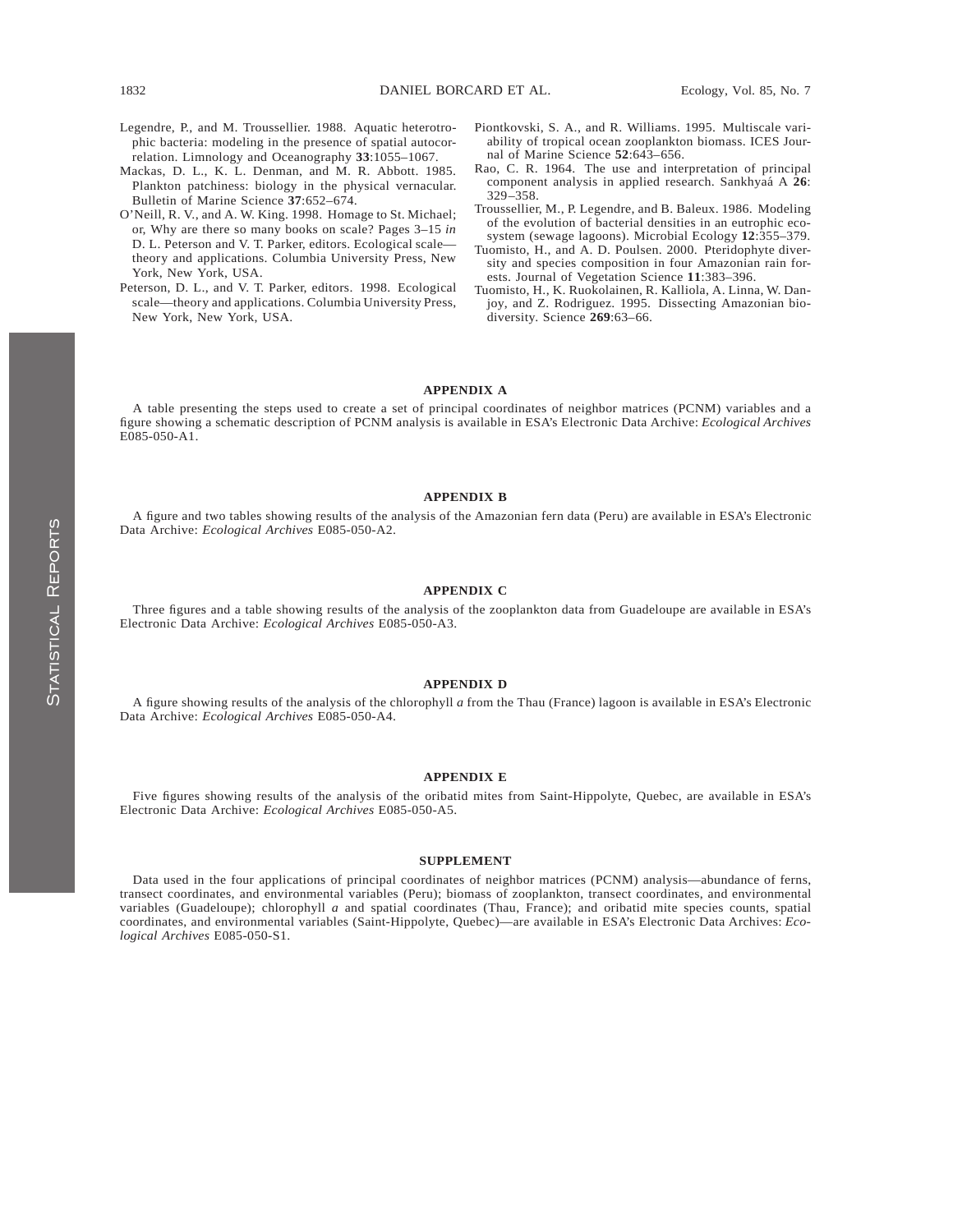Legendre, P., and M. Troussellier. 1988. Aquatic heterotrophic bacteria: modeling in the presence of spatial autocorrelation. Limnology and Oceanography **33**:1055–1067.

Mackas, D. L., K. L. Denman, and M. R. Abbott. 1985. Plankton patchiness: biology in the physical vernacular. Bulletin of Marine Science **37**:652–674.

O'Neill, R. V., and A. W. King. 1998. Homage to St. Michael; or, Why are there so many books on scale? Pages 3–15 *in* D. L. Peterson and V. T. Parker, editors. Ecological scale—theory and applications. Columbia University Press, New York, New York, USA.

Peterson, D. L., and V. T. Parker, editors. 1998. Ecological scale—theory and applications. Columbia University Press, New York, New York, USA.

Piontkovski, S. A., and R. Williams. 1995. Multiscale variability of tropical ocean zooplankton biomass. ICES Journal of Marine Science **52**:643–656.

Rao, C. R. 1964. The use and interpretation of principal component analysis in applied research. Sankhyaá A **26**: 329–358.

Troussellier, M., P. Legendre, and B. Baleux. 1986. Modeling of the evolution of bacterial densities in an eutrophic ecosystem (sewage lagoons). Microbial Ecology **12**:355–379.

Tuomisto, H., and A. D. Poulsen. 2000. Pteridophyte diversity and species composition in four Amazonian rain forests. Journal of Vegetation Science **11**:383–396.

Tuomisto, H., K. Ruokolainen, R. Kalliola, A. Linna, W. Danjoy, and Z. Rodriguez. 1995. Dissecting Amazonian biodiversity. Science **269**:63–66.

## APPENDIX A

A table presenting the steps used to create a set of principal coordinates of neighbor matrices (PCNM) variables and a figure showing a schematic description of PCNM analysis is available in ESA's Electronic Data Archive: *Ecological Archives* E085-050-A1.

## APPENDIX B

A figure and two tables showing results of the analysis of the Amazonian fern data (Peru) are available in ESA's Electronic Data Archive: *Ecological Archives* E085-050-A2.

## APPENDIX C

Three figures and a table showing results of the analysis of the zooplankton data from Guadeloupe are available in ESA's Electronic Data Archive: *Ecological Archives* E085-050-A3.

## APPENDIX D

A figure showing results of the analysis of the chlorophyll *a* from the Thau (France) lagoon is available in ESA's Electronic Data Archive: *Ecological Archives* E085-050-A4.

## APPENDIX E

Five figures showing results of the analysis of the oribatid mites from Saint-Hippolyte, Quebec, are available in ESA's Electronic Data Archive: *Ecological Archives* E085-050-A5.

## SUPPLEMENT

Data used in the four applications of principal coordinates of neighbor matrices (PCNM) analysis—abundance of ferns, transect coordinates, and environmental variables (Peru); biomass of zooplankton, transect coordinates, and environmental variables (Guadeloupe); chlorophyll *a* and spatial coordinates (Thau, France); and oribatid mite species counts, spatial coordinates, and environmental variables (Saint-Hippolyte, Quebec)—are available in ESA's Electronic Data Archives: *Ecological Archives* E085-050-S1.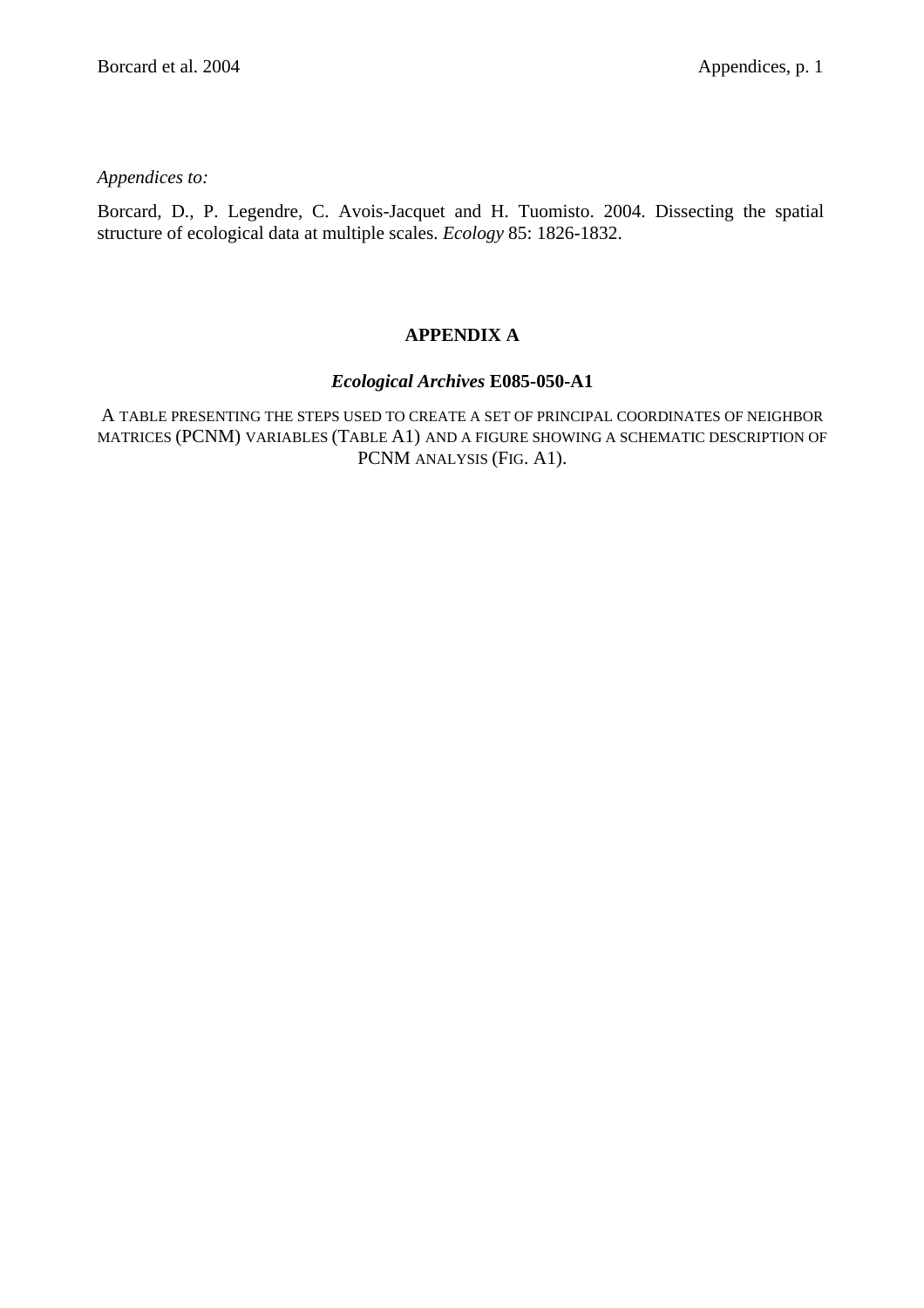*Appendices to:*

Borcard, D., P. Legendre, C. Avois-Jacquet and H. Tuomisto. 2004. Dissecting the spatial structure of ecological data at multiple scales. *Ecology* 85: 1826-1832.

## APPENDIX A

### *Ecological Archives* E085-050-A1

A TABLE PRESENTING THE STEPS USED TO CREATE A SET OF PRINCIPAL COORDINATES OF NEIGHBOR MATRICES (PCNM) VARIABLES (TABLE A1) AND A FIGURE SHOWING A SCHEMATIC DESCRIPTION OF PCNM ANALYSIS (FIG. A1).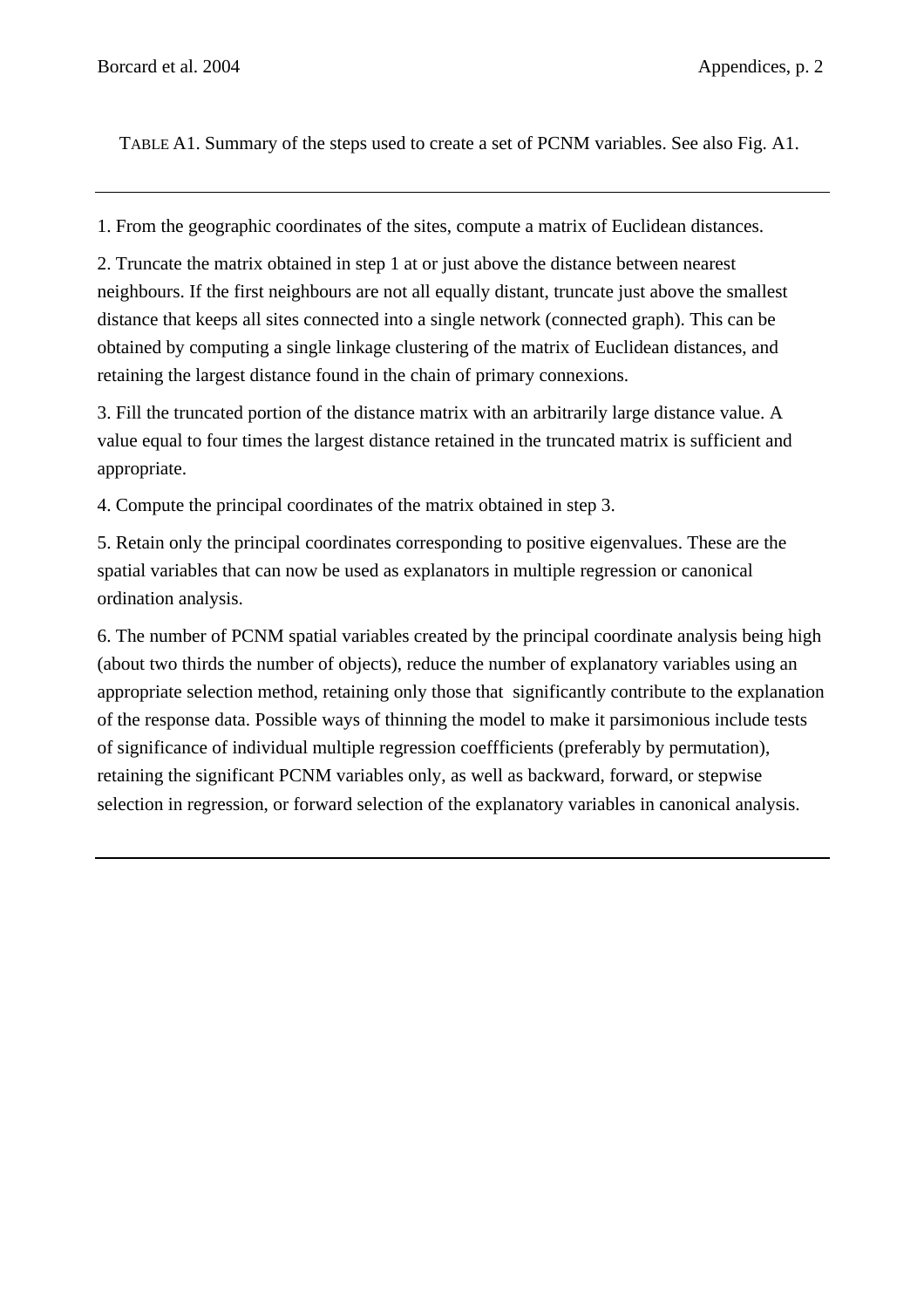TABLE A1. Summary of the steps used to create a set of PCNM variables. See also Fig. A1.

---

1. From the geographic coordinates of the sites, compute a matrix of Euclidean distances.

2. Truncate the matrix obtained in step 1 at or just above the distance between nearest neighbours. If the first neighbours are not all equally distant, truncate just above the smallest distance that keeps all sites connected into a single network (connected graph). This can be obtained by computing a single linkage clustering of the matrix of Euclidean distances, and retaining the largest distance found in the chain of primary connexions.

3. Fill the truncated portion of the distance matrix with an arbitrarily large distance value. A value equal to four times the largest distance retained in the truncated matrix is sufficient and appropriate.

4. Compute the principal coordinates of the matrix obtained in step 3.

5. Retain only the principal coordinates corresponding to positive eigenvalues. These are the spatial variables that can now be used as explanators in multiple regression or canonical ordination analysis.

6. The number of PCNM spatial variables created by the principal coordinate analysis being high (about two thirds the number of objects), reduce the number of explanatory variables using an appropriate selection method, retaining only those that significantly contribute to the explanation of the response data. Possible ways of thinning the model to make it parsimonious include tests of significance of individual multiple regression coeffficients (preferably by permutation), retaining the significant PCNM variables only, as well as backward, forward, or stepwise selection in regression, or forward selection of the explanatory variables in canonical analysis.

---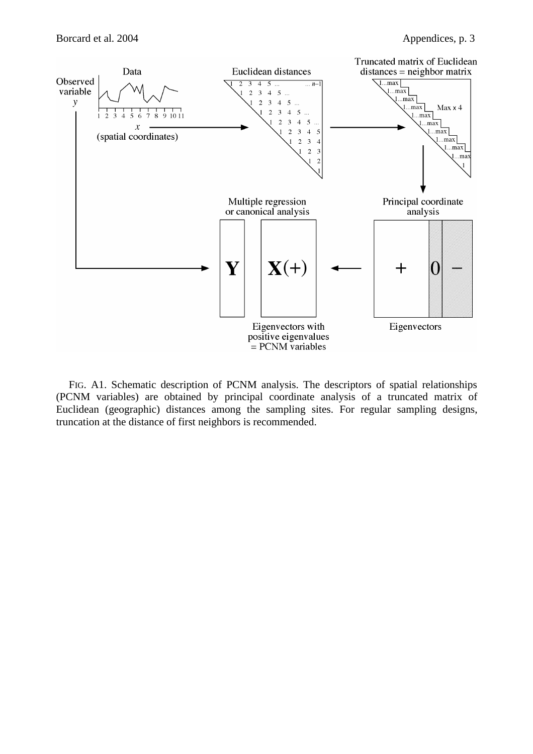FIG. A1. Schematic description of PCNM analysis. The descriptors of spatial relationships (PCNM variables) are obtained by principal coordinate analysis of a truncated matrix of Euclidean (geographic) distances among the sampling sites. For regular sampling designs, truncation at the distance of first neighbors is recommended.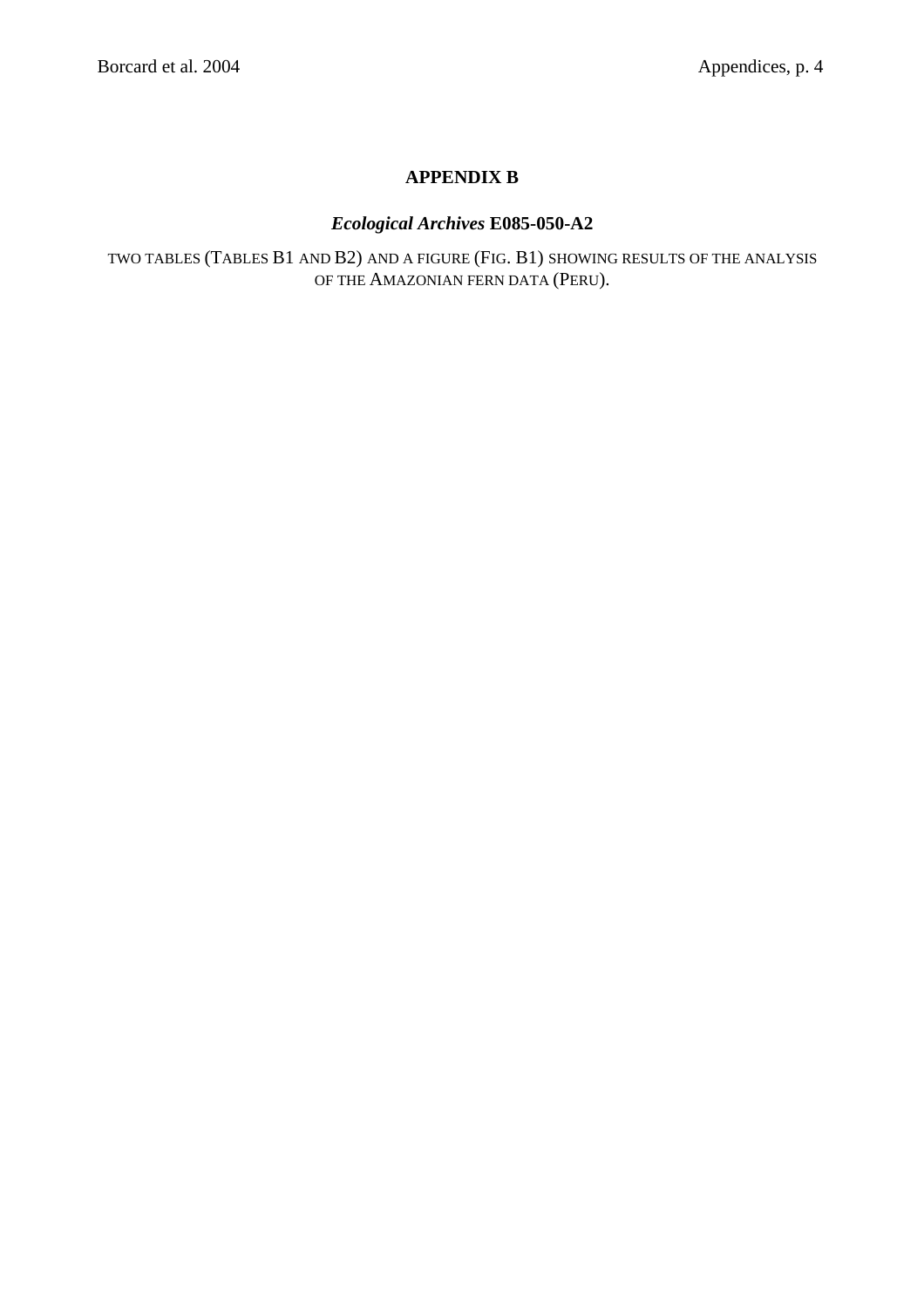# APPENDIX B

## *Ecological Archives* E085-050-A2

TWO TABLES (TABLES B1 AND B2) AND A FIGURE (FIG. B1) SHOWING RESULTS OF THE ANALYSIS OF THE AMAZONIAN FERN DATA (PERU).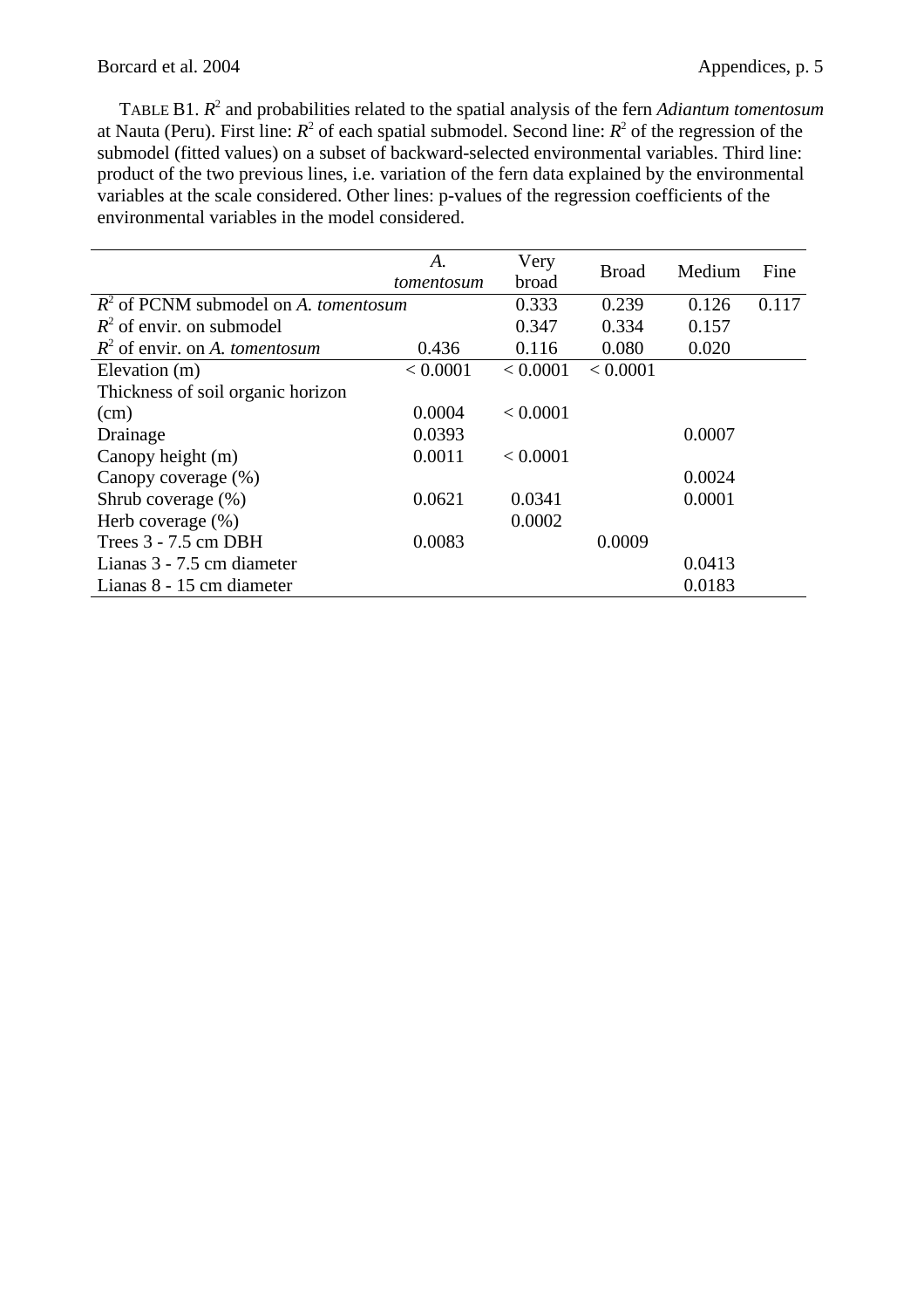TABLE B1. $R^2$ and probabilities related to the spatial analysis of the fern *Adiantum tomentosum* at Nauta (Peru). First line: $R^2$ of each spatial submodel. Second line: $R^2$ of the regression of the submodel (fitted values) on a subset of backward-selected environmental variables. Third line: product of the two previous lines, i.e. variation of the fern data explained by the environmental variables at the scale considered. Other lines: p-values of the regression coefficients of the environmental variables in the model considered.

| | *A. tomentosum* | Very broad | Broad | Medium | Fine |
|---|---|---|---|---|---|
| $R^2$ of PCNM submodel on *A. tomentosum* | | 0.333 | 0.239 | 0.126 | 0.117 |
| $R^2$ of envir. on submodel | | 0.347 | 0.334 | 0.157 | |
| $R^2$ of envir. on *A. tomentosum* | 0.436 | 0.116 | 0.080 | 0.020 | |
| Elevation (m) | < 0.0001 | < 0.0001 | < 0.0001 | | |
| Thickness of soil organic horizon (cm) | 0.0004 | < 0.0001 | | | |
| Drainage | 0.0393 | | | 0.0007 | |
| Canopy height (m) | 0.0011 | < 0.0001 | | | |
| Canopy coverage (%) | | | | 0.0024 | |
| Shrub coverage (%) | 0.0621 | 0.0341 | | 0.0001 | |
| Herb coverage (%) | | 0.0002 | | | |
| Trees 3 - 7.5 cm DBH | 0.0083 | | 0.0009 | | |
| Lianas 3 - 7.5 cm diameter | | | | 0.0413 | |
| Lianas 8 - 15 cm diameter | | | | 0.0183 | |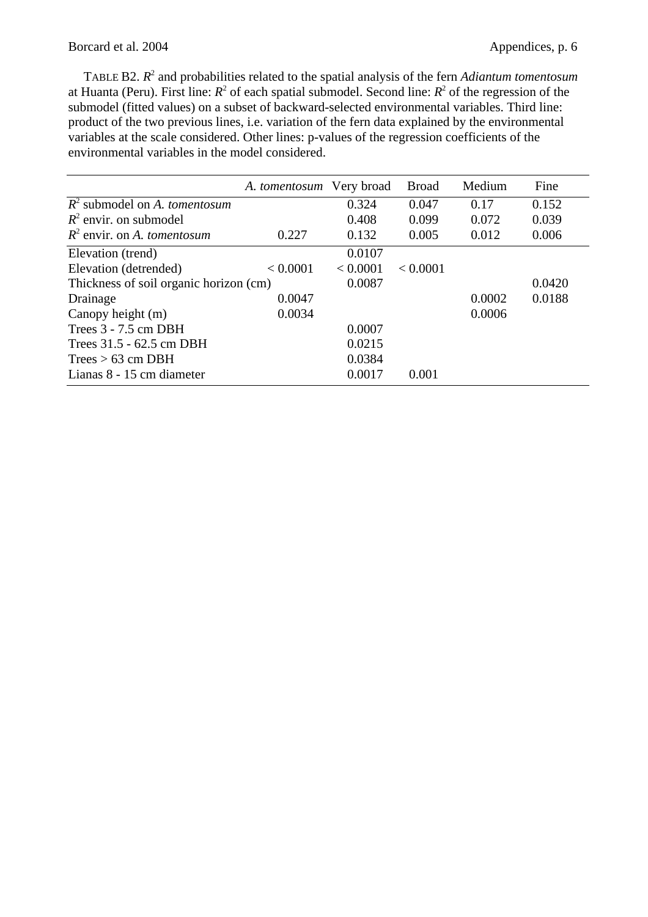TABLE B2. $R^2$ and probabilities related to the spatial analysis of the fern *Adiantum tomentosum* at Huanta (Peru). First line: $R^2$ of each spatial submodel. Second line: $R^2$ of the regression of the submodel (fitted values) on a subset of backward-selected environmental variables. Third line: product of the two previous lines, i.e. variation of the fern data explained by the environmental variables at the scale considered. Other lines: p-values of the regression coefficients of the environmental variables in the model considered.

| | *A. tomentosum* | Very broad | Broad | Medium | Fine |
|---|---|---|---|---|---|
| $R^2$ submodel on *A. tomentosum* | | 0.324 | 0.047 | 0.17 | 0.152 |
| $R^2$ envir. on submodel | | 0.408 | 0.099 | 0.072 | 0.039 |
| $R^2$ envir. on *A. tomentosum* | 0.227 | 0.132 | 0.005 | 0.012 | 0.006 |
| Elevation (trend) | | 0.0107 | | | |
| Elevation (detrended) | < 0.0001 | < 0.0001 | < 0.0001 | | |
| Thickness of soil organic horizon (cm) | | 0.0087 | | | 0.0420 |
| Drainage | 0.0047 | | | 0.0002 | 0.0188 |
| Canopy height (m) | 0.0034 | | | 0.0006 | |
| Trees 3 - 7.5 cm DBH | | 0.0007 | | | |
| Trees 31.5 - 62.5 cm DBH | | 0.0215 | | | |
| Trees > 63 cm DBH | | 0.0384 | | | |
| Lianas 8 - 15 cm diameter | | 0.0017 | 0.001 | | |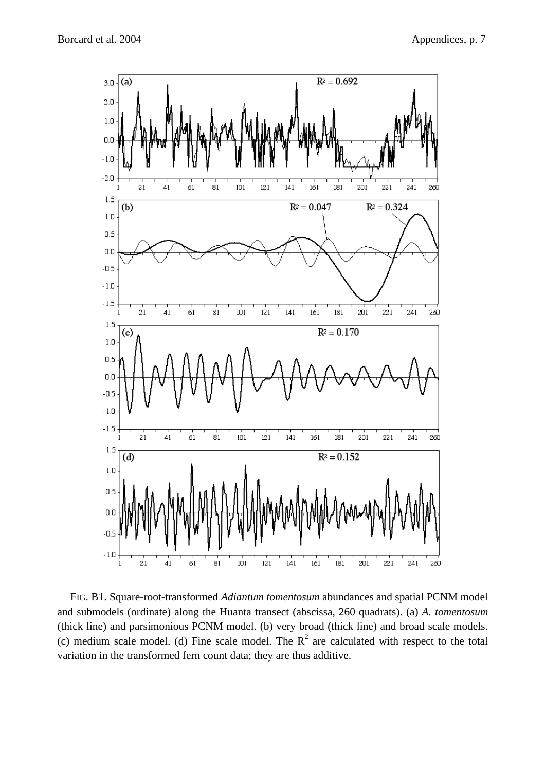FIG. B1. Square-root-transformed *Adiantum tomentosum* abundances and spatial PCNM model and submodels (ordinate) along the Huanta transect (abscissa, 260 quadrats). (a) *A. tomentosum* (thick line) and parsimonious PCNM model. (b) very broad (thick line) and broad scale models. (c) medium scale model. (d) Fine scale model. The $R^2$ are calculated with respect to the total variation in the transformed fern count data; they are thus additive.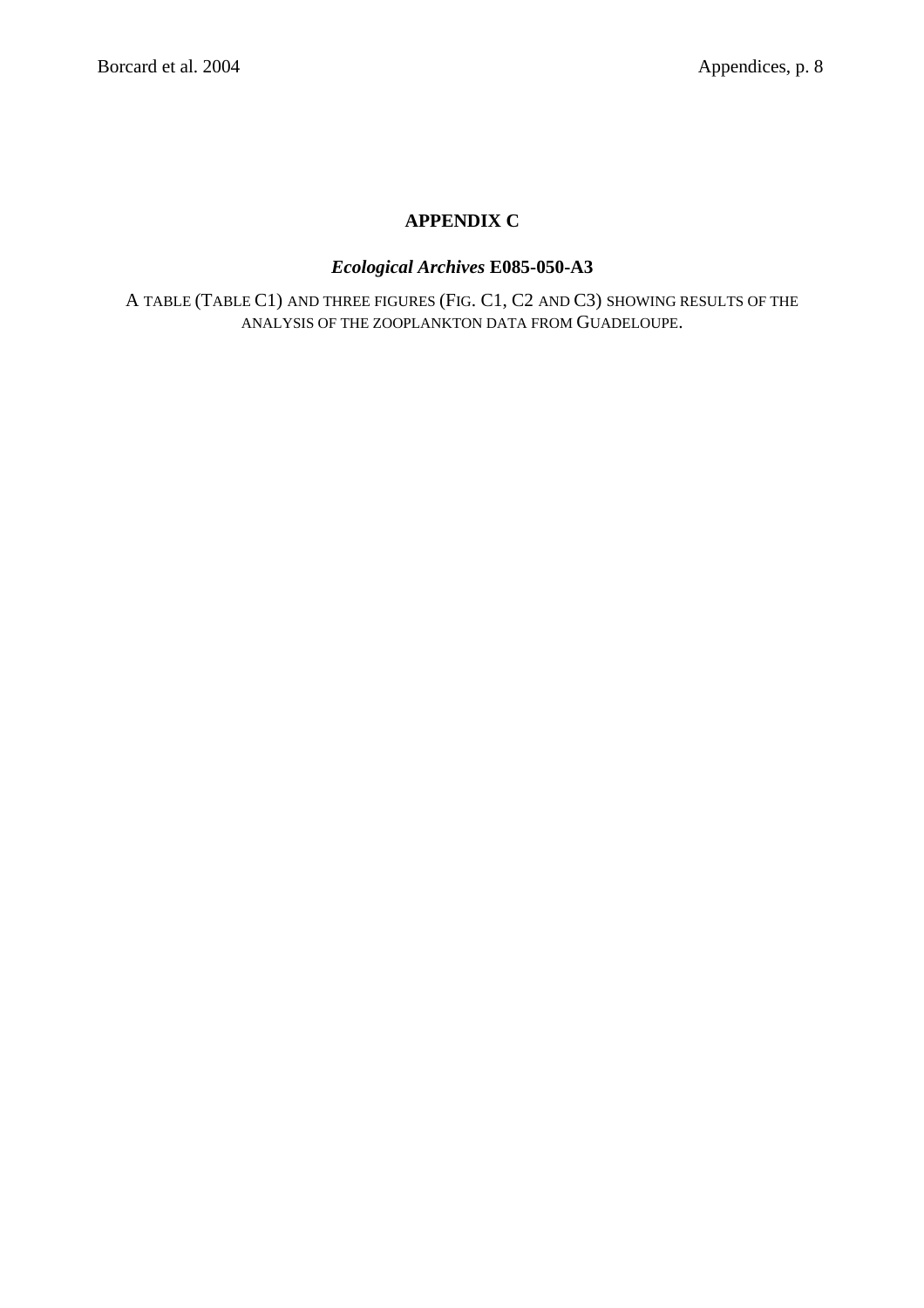# APPENDIX C

## *Ecological Archives* E085-050-A3

A TABLE (TABLE C1) AND THREE FIGURES (FIG. C1, C2 AND C3) SHOWING RESULTS OF THE ANALYSIS OF THE ZOOPLANKTON DATA FROM GUADELOUPE.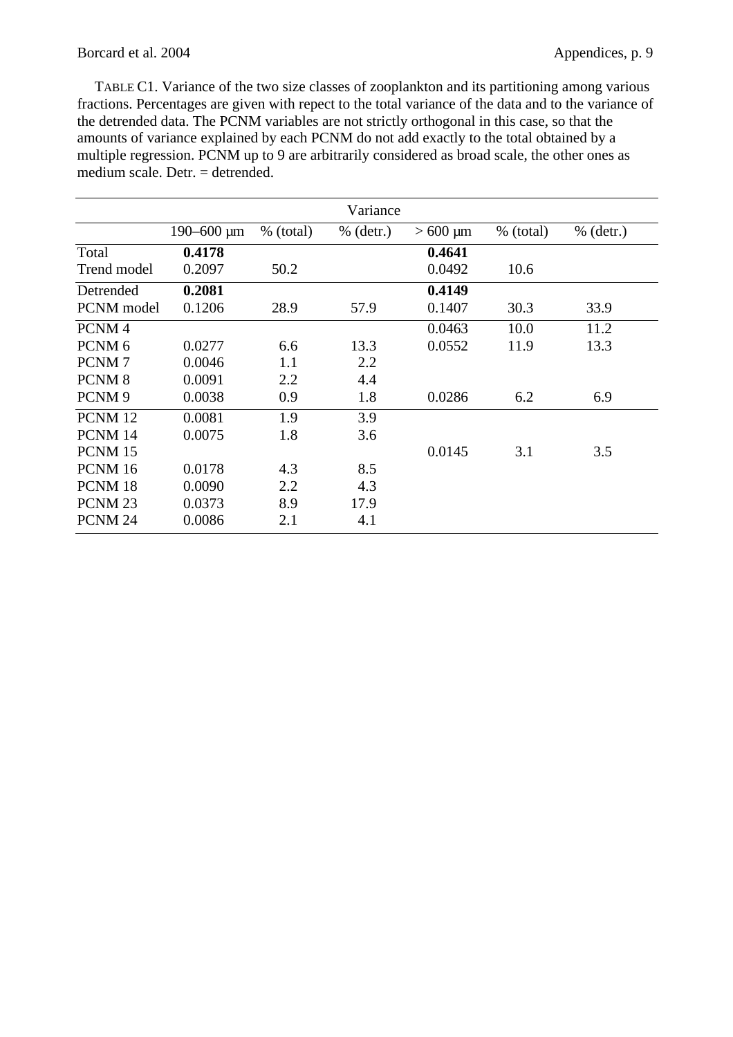TABLE C1. Variance of the two size classes of zooplankton and its partitioning among various fractions. Percentages are given with repect to the total variance of the data and to the variance of the detrended data. The PCNM variables are not strictly orthogonal in this case, so that the amounts of variance explained by each PCNM do not add exactly to the total obtained by a multiple regression. PCNM up to 9 are arbitrarily considered as broad scale, the other ones as medium scale. Detr. = detrended.

| | Variance | | | | | |
|---|---|---|---|---|---|---|
| | 190–600 µm | % (total) | % (detr.) | > 600 µm | % (total) | % (detr.) |
| Total | **0.4178** | | | **0.4641** | | |
| Trend model | 0.2097 | 50.2 | | 0.0492 | 10.6 | |
| Detrended | **0.2081** | | | **0.4149** | | |
| PCNM model | 0.1206 | 28.9 | 57.9 | 0.1407 | 30.3 | 33.9 |
| PCNM 4 | | | | 0.0463 | 10.0 | 11.2 |
| PCNM 6 | 0.0277 | 6.6 | 13.3 | 0.0552 | 11.9 | 13.3 |
| PCNM 7 | 0.0046 | 1.1 | 2.2 | | | |
| PCNM 8 | 0.0091 | 2.2 | 4.4 | | | |
| PCNM 9 | 0.0038 | 0.9 | 1.8 | 0.0286 | 6.2 | 6.9 |
| PCNM 12 | 0.0081 | 1.9 | 3.9 | | | |
| PCNM 14 | 0.0075 | 1.8 | 3.6 | | | |
| PCNM 15 | | | | 0.0145 | 3.1 | 3.5 |
| PCNM 16 | 0.0178 | 4.3 | 8.5 | | | |
| PCNM 18 | 0.0090 | 2.2 | 4.3 | | | |
| PCNM 23 | 0.0373 | 8.9 | 17.9 | | | |
| PCNM 24 | 0.0086 | 2.1 | 4.1 | | | |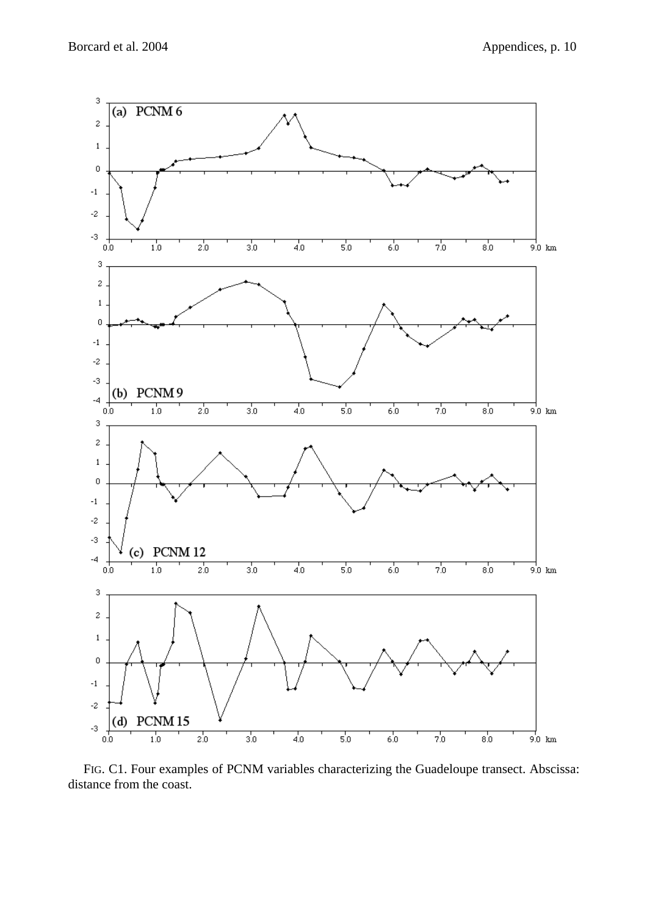FIG. C1. Four examples of PCNM variables characterizing the Guadeloupe transect. Abscissa: distance from the coast.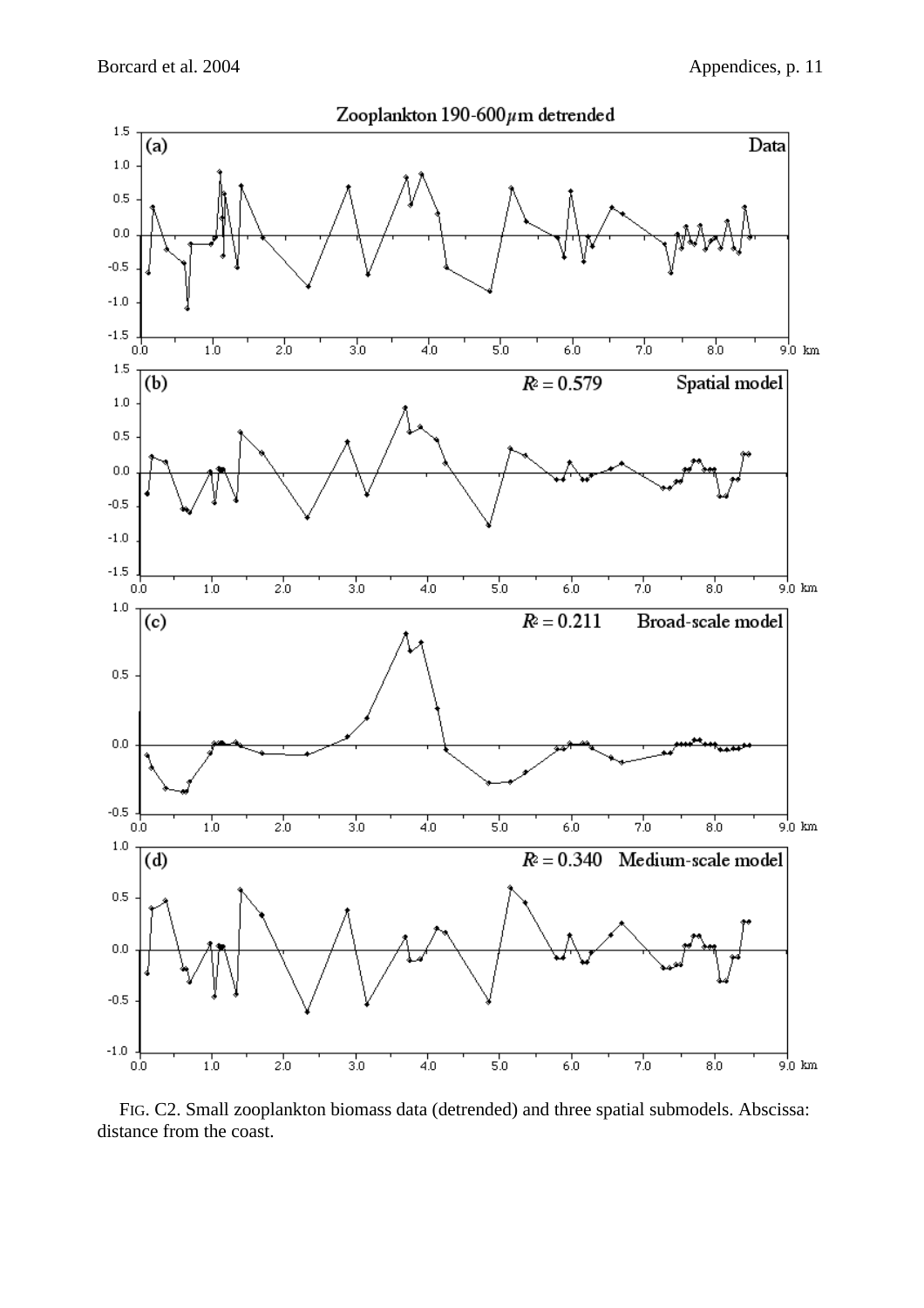Zooplankton 190-600 μm detrended

FIG. C2. Small zooplankton biomass data (detrended) and three spatial submodels. Abscissa: distance from the coast.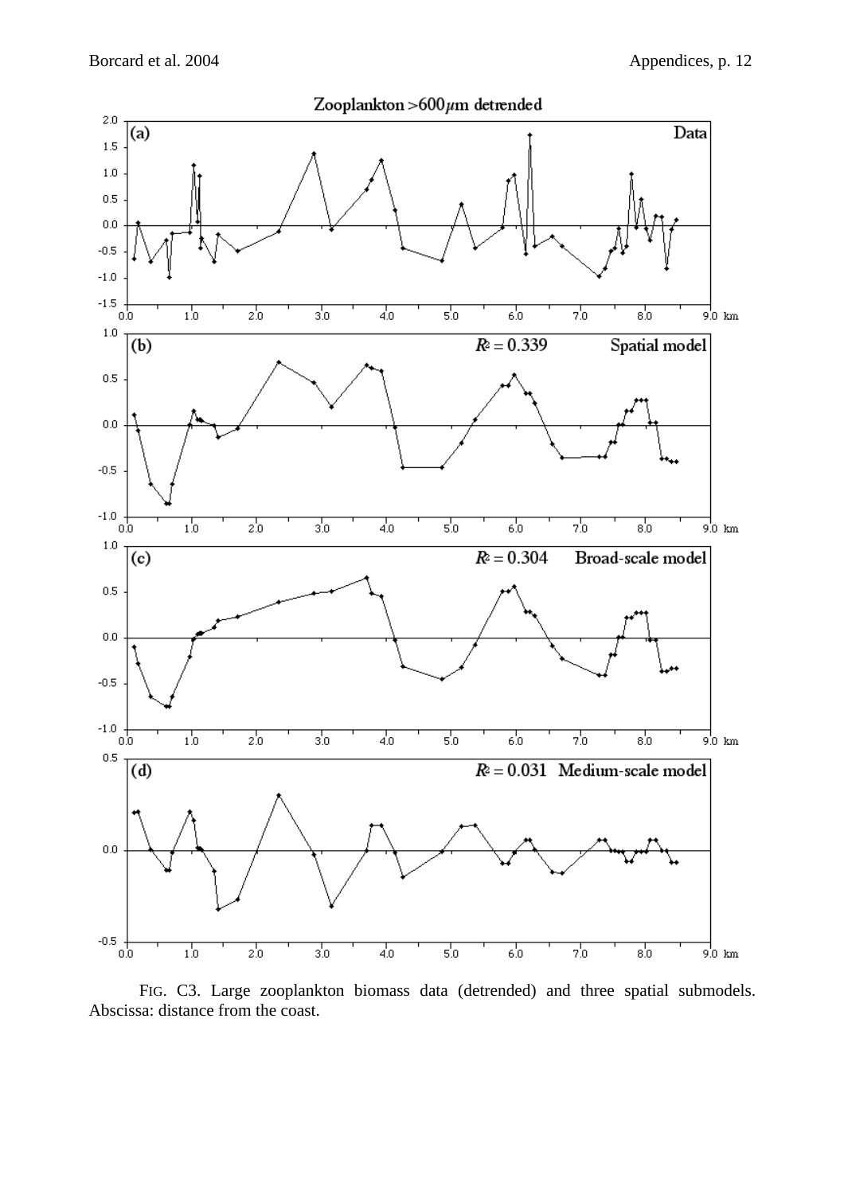Zooplankton >600μm detrended

FIG. C3. Large zooplankton biomass data (detrended) and three spatial submodels. Abscissa: distance from the coast.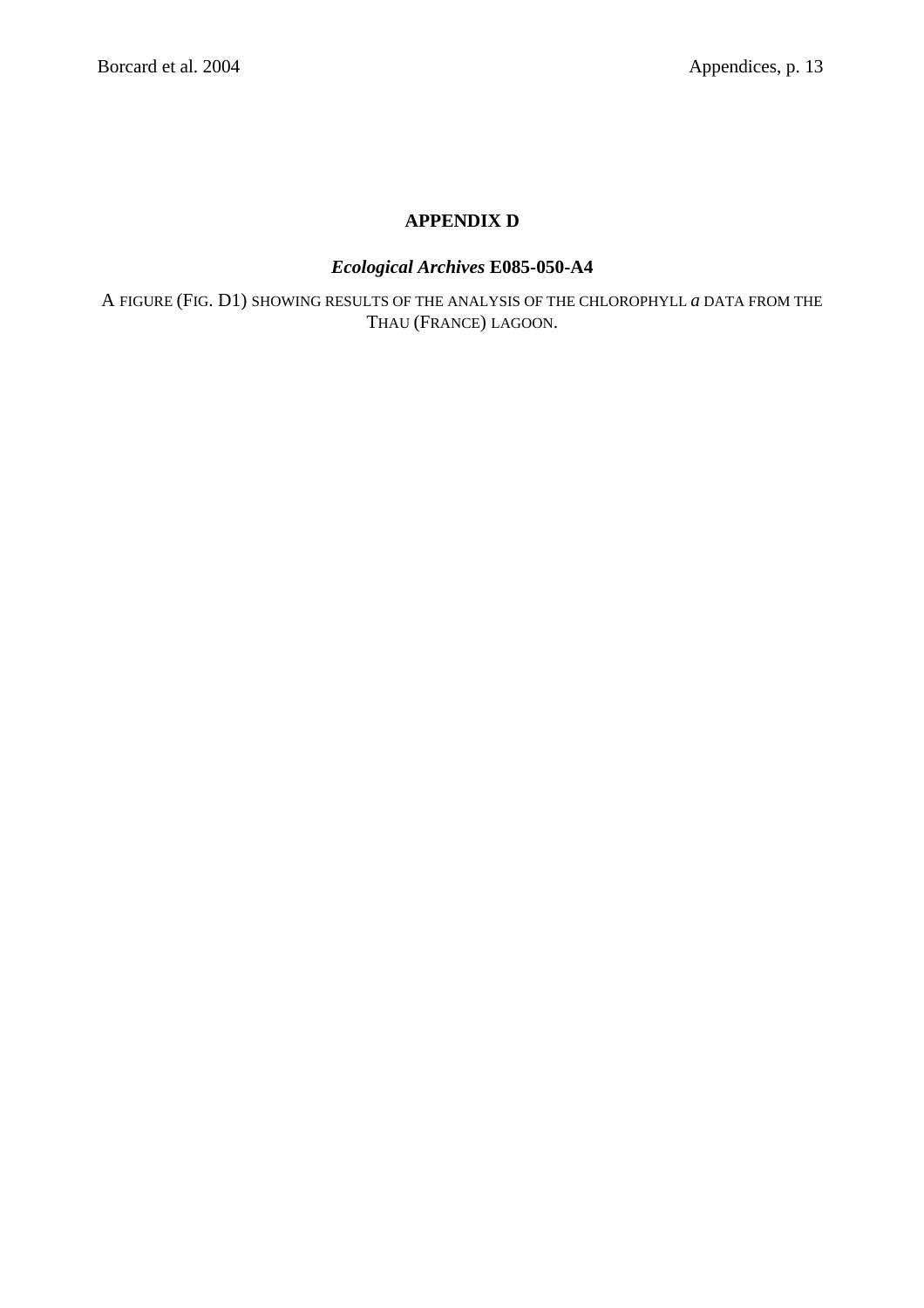# APPENDIX D

## *Ecological Archives* E085-050-A4

A FIGURE (FIG. D1) SHOWING RESULTS OF THE ANALYSIS OF THE CHLOROPHYLL *a* DATA FROM THE THAU (FRANCE) LAGOON.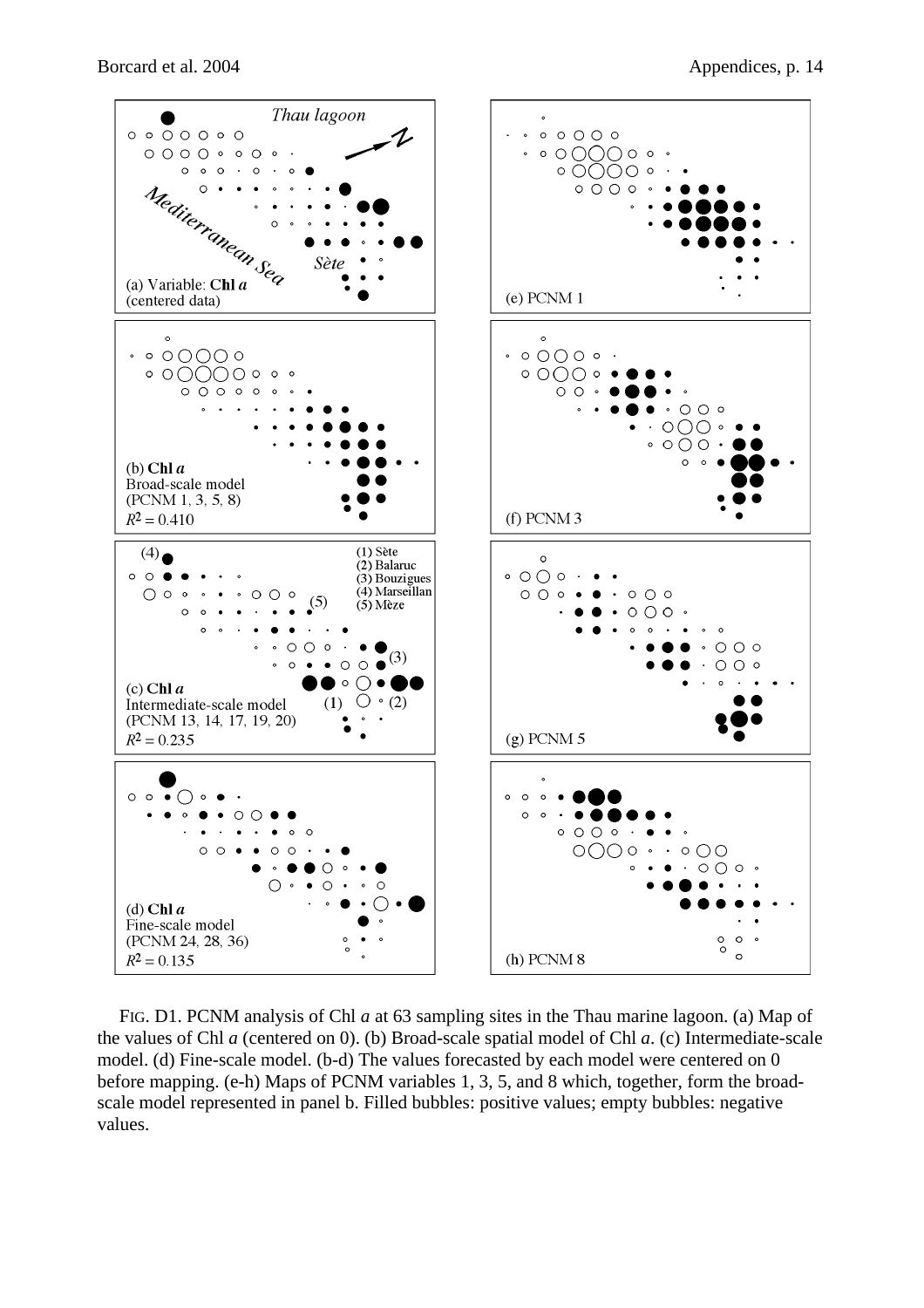FIG. D1. PCNM analysis of Chl *a* at 63 sampling sites in the Thau marine lagoon. (a) Map of the values of Chl *a* (centered on 0). (b) Broad-scale spatial model of Chl *a*. (c) Intermediate-scale model. (d) Fine-scale model. (b-d) The values forecasted by each model were centered on 0 before mapping. (e-h) Maps of PCNM variables 1, 3, 5, and 8 which, together, form the broad-scale model represented in panel b. Filled bubbles: positive values; empty bubbles: negative values.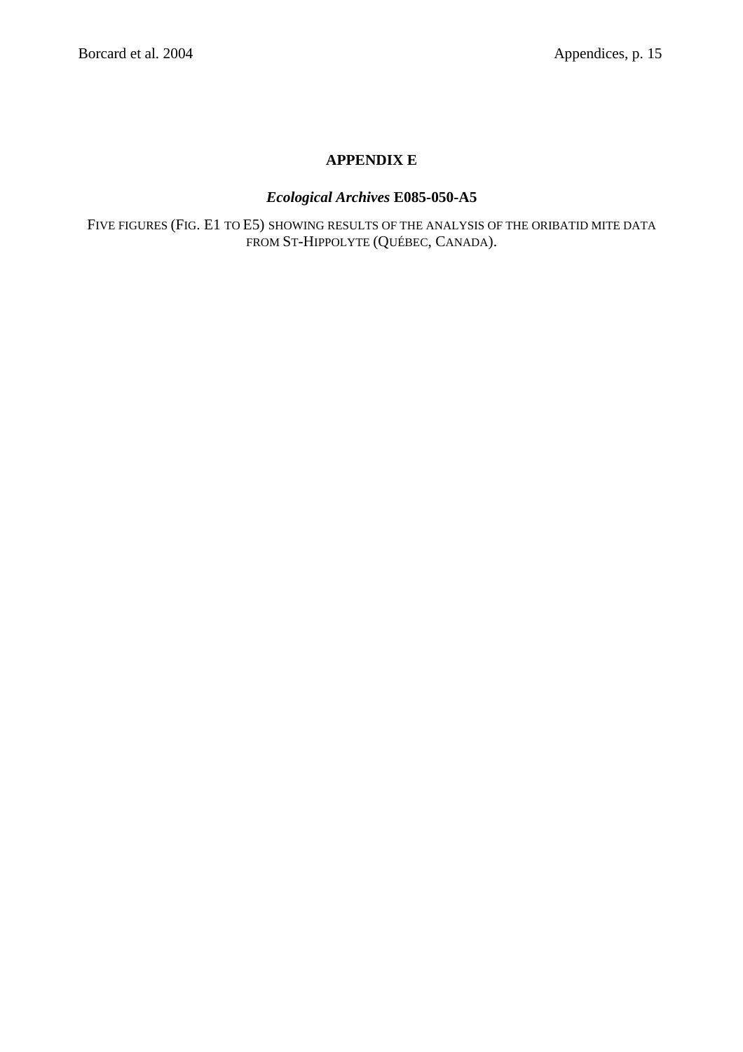# APPENDIX E

## *Ecological Archives* E085-050-A5

FIVE FIGURES (FIG. E1 TO E5) SHOWING RESULTS OF THE ANALYSIS OF THE ORIBATID MITE DATA FROM ST-HIPPOLYTE (QUÉBEC, CANADA).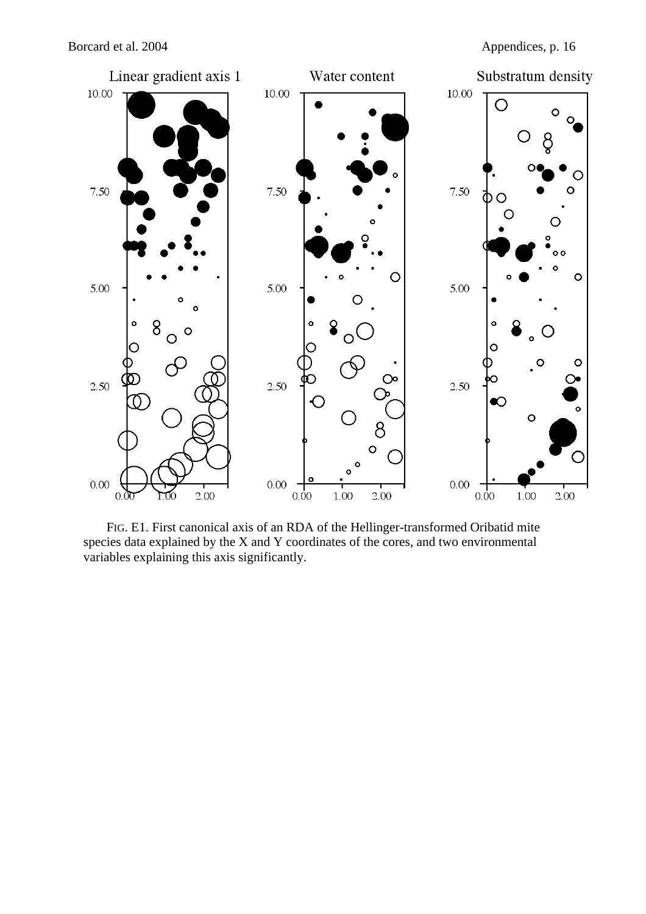FIG. E1. First canonical axis of an RDA of the Hellinger-transformed Oribatid mite species data explained by the X and Y coordinates of the cores, and two environmental variables explaining this axis significantly.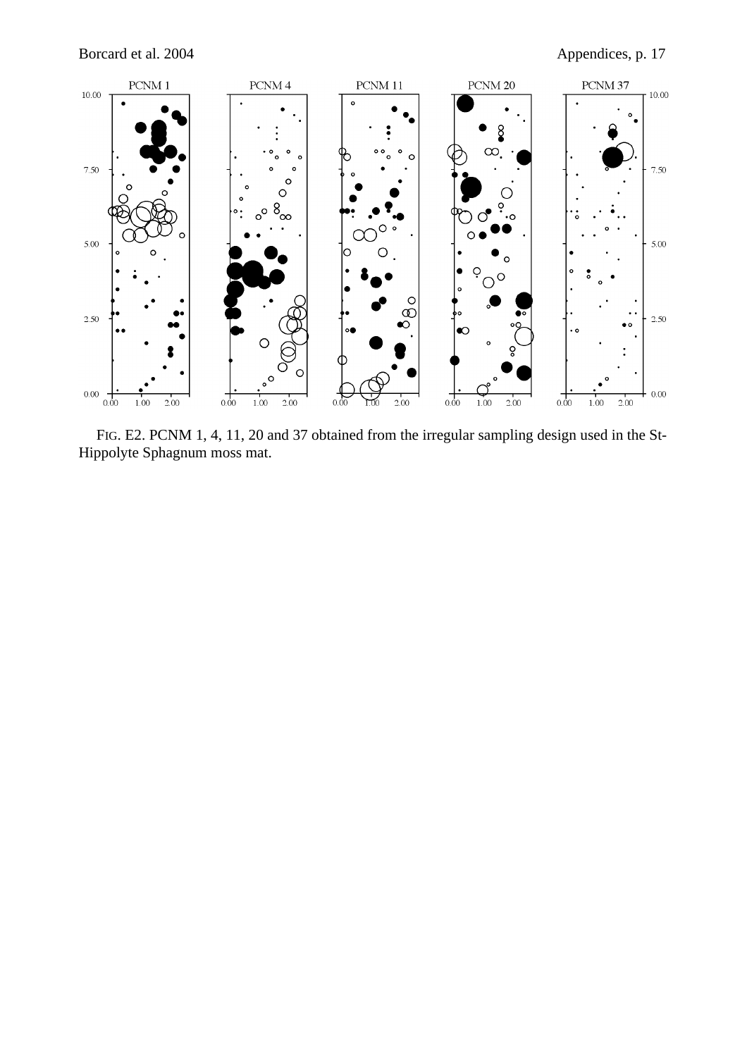FIG. E2. PCNM 1, 4, 11, 20 and 37 obtained from the irregular sampling design used in the St-Hippolyte Sphagnum moss mat.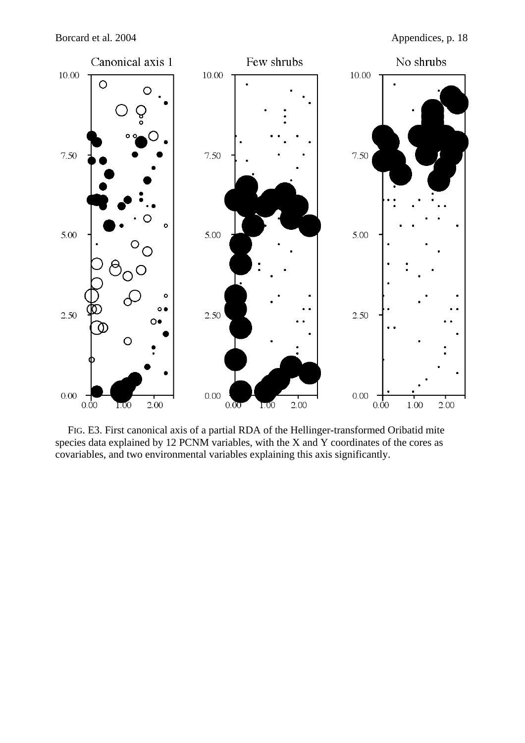FIG. E3. First canonical axis of a partial RDA of the Hellinger-transformed Oribatid mite species data explained by 12 PCNM variables, with the X and Y coordinates of the cores as covariables, and two environmental variables explaining this axis significantly.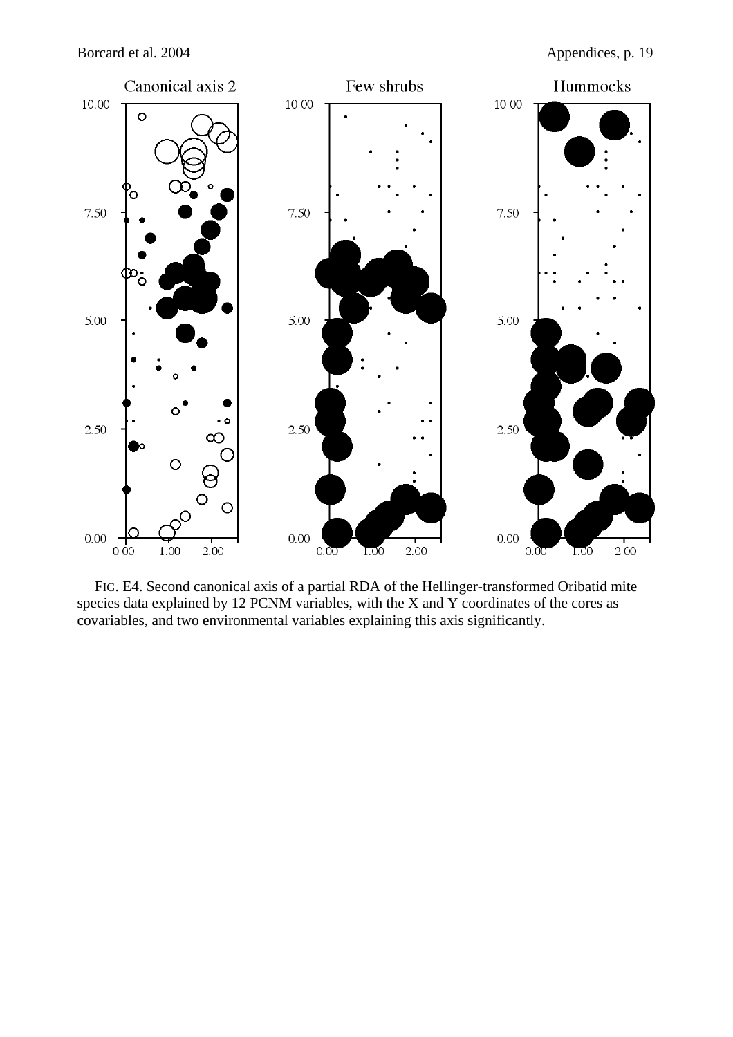FIG. E4. Second canonical axis of a partial RDA of the Hellinger-transformed Oribatid mite species data explained by 12 PCNM variables, with the X and Y coordinates of the cores as covariables, and two environmental variables explaining this axis significantly.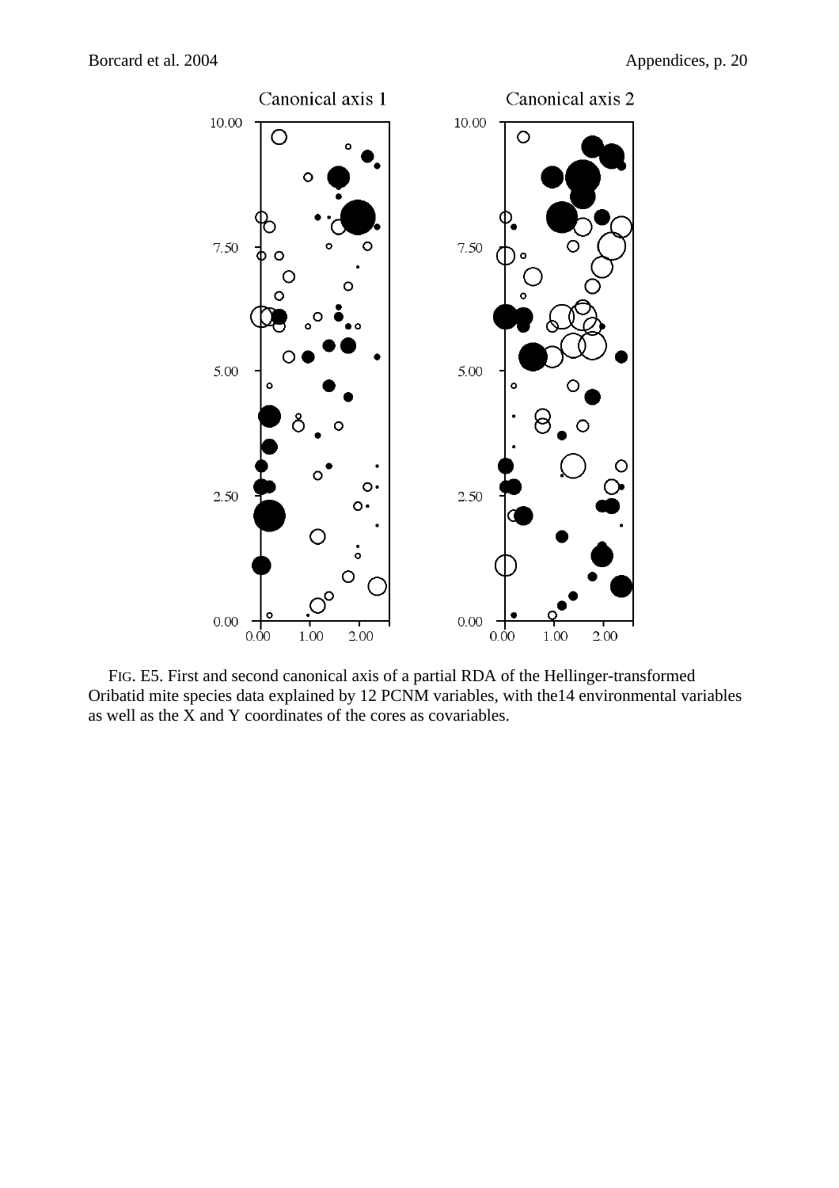Canonical axis 1

10.00
7.50
5.00
2.50
0.00

0.00 1.00 2.00

Canonical axis 2

10.00
7.50
5.00
2.50
0.00

0.00 1.00 2.00

FIG. E5. First and second canonical axis of a partial RDA of the Hellinger-transformed Oribatid mite species data explained by 12 PCNM variables, with the14 environmental variables as well as the X and Y coordinates of the cores as covariables.